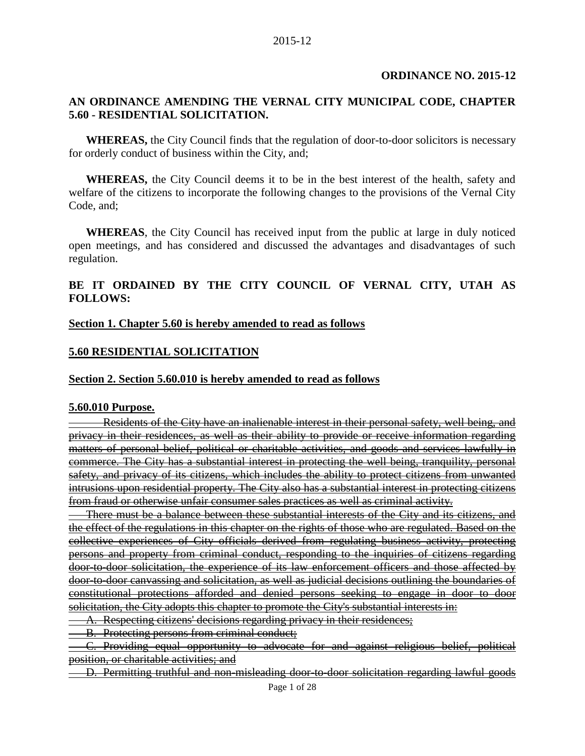**ORDINANCE NO. 2015-12**

**AN ORDINANCE AMENDING THE VERNAL CITY MUNICIPAL CODE, CHAPTER 5.60 - RESIDENTIAL SOLICITATION.**

**WHEREAS,** the City Council finds that the regulation of door-to-door solicitors is necessary for orderly conduct of business within the City, and;

**WHEREAS,** the City Council deems it to be in the best interest of the health, safety and welfare of the citizens to incorporate the following changes to the provisions of the Vernal City Code, and;

**WHEREAS**, the City Council has received input from the public at large in duly noticed open meetings, and has considered and discussed the advantages and disadvantages of such regulation.

**BE IT ORDAINED BY THE CITY COUNCIL OF VERNAL CITY, UTAH AS FOLLOWS:**

**Section 1. Chapter 5.60 is hereby amended to read as follows**

**5.60 RESIDENTIAL SOLICITATION**

**Section 2. Section 5.60.010 is hereby amended to read as follows**

**5.60.010 Purpose.**

~~Residents of the City have an inalienable interest in their personal safety, well being, and privacy in their residences, as well as their ability to provide or receive information regarding matters of personal belief, political or charitable activities, and goods and services lawfully in commerce. The City has a substantial interest in protecting the well being, tranquility, personal safety, and privacy of its citizens, which includes the ability to protect citizens from unwanted intrusions upon residential property. The City also has a substantial interest in protecting citizens from fraud or otherwise unfair consumer sales practices as well as criminal activity.~~

~~There must be a balance between these substantial interests of the City and its citizens, and the effect of the regulations in this chapter on the rights of those who are regulated. Based on the collective experiences of City officials derived from regulating business activity, protecting persons and property from criminal conduct, responding to the inquiries of citizens regarding door-to-door solicitation, the experience of its law enforcement officers and those affected by door-to-door canvassing and solicitation, as well as judicial decisions outlining the boundaries of constitutional protections afforded and denied persons seeking to engage in door to door solicitation, the City adopts this chapter to promote the City's substantial interests in:~~

~~A. Respecting citizens' decisions regarding privacy in their residences;~~

~~B. Protecting persons from criminal conduct;~~

~~C. Providing equal opportunity to advocate for and against religious belief, political position, or charitable activities; and~~

~~D. Permitting truthful and non-misleading door-to-door solicitation regarding lawful goods~~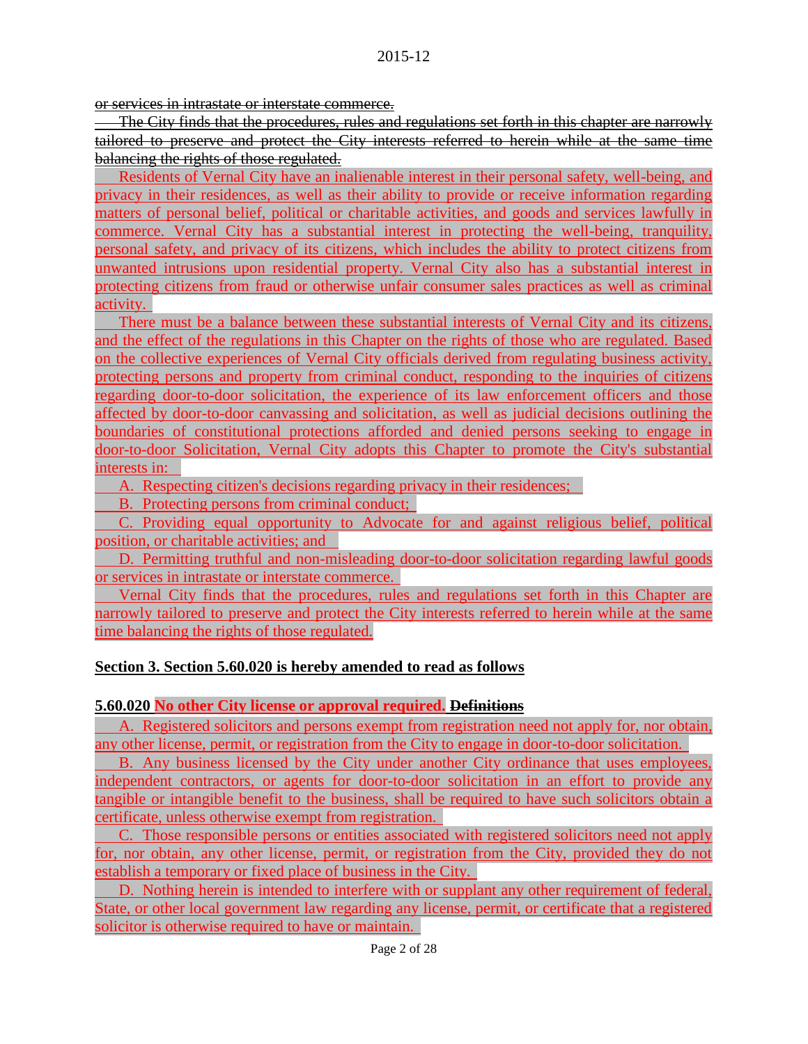~~or services in intrastate or interstate commerce.~~

~~The City finds that the procedures, rules and regulations set forth in this chapter are narrowly tailored to preserve and protect the City interests referred to herein while at the same time balancing the rights of those regulated.~~

Residents of Vernal City have an inalienable interest in their personal safety, well-being, and privacy in their residences, as well as their ability to provide or receive information regarding matters of personal belief, political or charitable activities, and goods and services lawfully in commerce. Vernal City has a substantial interest in protecting the well-being, tranquility, personal safety, and privacy of its citizens, which includes the ability to protect citizens from unwanted intrusions upon residential property. Vernal City also has a substantial interest in protecting citizens from fraud or otherwise unfair consumer sales practices as well as criminal activity.

There must be a balance between these substantial interests of Vernal City and its citizens, and the effect of the regulations in this Chapter on the rights of those who are regulated. Based on the collective experiences of Vernal City officials derived from regulating business activity, protecting persons and property from criminal conduct, responding to the inquiries of citizens regarding door-to-door solicitation, the experience of its law enforcement officers and those affected by door-to-door canvassing and solicitation, as well as judicial decisions outlining the boundaries of constitutional protections afforded and denied persons seeking to engage in door-to-door Solicitation, Vernal City adopts this Chapter to promote the City's substantial interests in:

A. Respecting citizen's decisions regarding privacy in their residences;

B. Protecting persons from criminal conduct;

C. Providing equal opportunity to Advocate for and against religious belief, political position, or charitable activities; and

D. Permitting truthful and non-misleading door-to-door solicitation regarding lawful goods or services in intrastate or interstate commerce.

Vernal City finds that the procedures, rules and regulations set forth in this Chapter are narrowly tailored to preserve and protect the City interests referred to herein while at the same time balancing the rights of those regulated.

**Section 3. Section 5.60.020 is hereby amended to read as follows**

**5.60.020 No other City license or approval required. ~~Definitions~~**

A. Registered solicitors and persons exempt from registration need not apply for, nor obtain, any other license, permit, or registration from the City to engage in door-to-door solicitation.

B. Any business licensed by the City under another City ordinance that uses employees, independent contractors, or agents for door-to-door solicitation in an effort to provide any tangible or intangible benefit to the business, shall be required to have such solicitors obtain a certificate, unless otherwise exempt from registration.

C. Those responsible persons or entities associated with registered solicitors need not apply for, nor obtain, any other license, permit, or registration from the City, provided they do not establish a temporary or fixed place of business in the City.

D. Nothing herein is intended to interfere with or supplant any other requirement of federal, State, or other local government law regarding any license, permit, or certificate that a registered solicitor is otherwise required to have or maintain.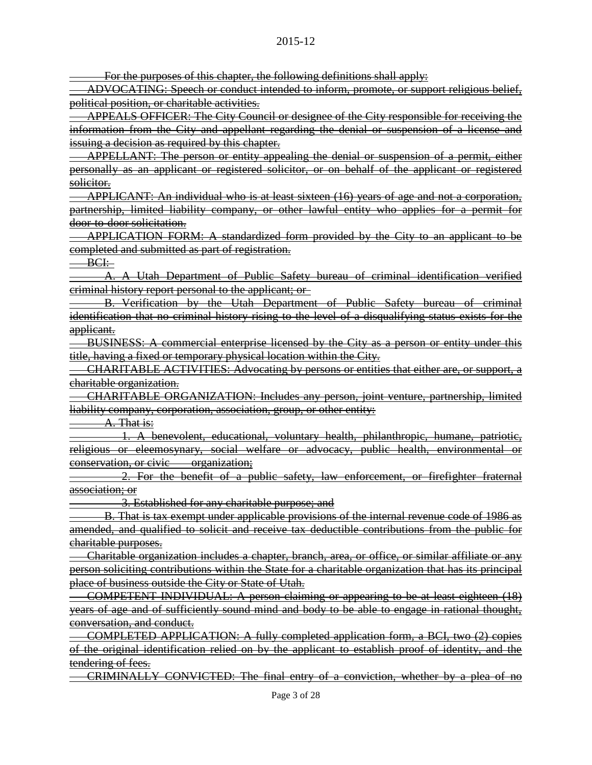~~For the purposes of this chapter, the following definitions shall apply:~~

~~ADVOCATING: Speech or conduct intended to inform, promote, or support religious belief, political position, or charitable activities.~~

~~APPEALS OFFICER: The City Council or designee of the City responsible for receiving the information from the City and appellant regarding the denial or suspension of a license and issuing a decision as required by this chapter.~~

~~APPELLANT: The person or entity appealing the denial or suspension of a permit, either personally as an applicant or registered solicitor, or on behalf of the applicant or registered solicitor.~~

~~APPLICANT: An individual who is at least sixteen (16) years of age and not a corporation, partnership, limited liability company, or other lawful entity who applies for a permit for door-to-door solicitation.~~

~~APPLICATION FORM: A standardized form provided by the City to an applicant to be completed and submitted as part of registration.~~

~~BCI:~~

~~A. A Utah Department of Public Safety bureau of criminal identification verified criminal history report personal to the applicant; or~~

~~B. Verification by the Utah Department of Public Safety bureau of criminal identification that no criminal history rising to the level of a disqualifying status exists for the applicant.~~

~~BUSINESS: A commercial enterprise licensed by the City as a person or entity under this title, having a fixed or temporary physical location within the City.~~

~~CHARITABLE ACTIVITIES: Advocating by persons or entities that either are, or support, a charitable organization.~~

~~CHARITABLE ORGANIZATION: Includes any person, joint venture, partnership, limited liability company, corporation, association, group, or other entity:~~

~~A. That is:~~

~~1. A benevolent, educational, voluntary health, philanthropic, humane, patriotic, religious or eleemosynary, social welfare or advocacy, public health, environmental or conservation, or civic organization;~~

~~2. For the benefit of a public safety, law enforcement, or firefighter fraternal association; or~~

~~3. Established for any charitable purpose; and~~

~~B. That is tax exempt under applicable provisions of the internal revenue code of 1986 as amended, and qualified to solicit and receive tax deductible contributions from the public for charitable purposes.~~

~~Charitable organization includes a chapter, branch, area, or office, or similar affiliate or any person soliciting contributions within the State for a charitable organization that has its principal place of business outside the City or State of Utah.~~

~~COMPETENT INDIVIDUAL: A person claiming or appearing to be at least eighteen (18) years of age and of sufficiently sound mind and body to be able to engage in rational thought, conversation, and conduct.~~

~~COMPLETED APPLICATION: A fully completed application form, a BCI, two (2) copies of the original identification relied on by the applicant to establish proof of identity, and the tendering of fees.~~

~~CRIMINALLY CONVICTED: The final entry of a conviction, whether by a plea of no~~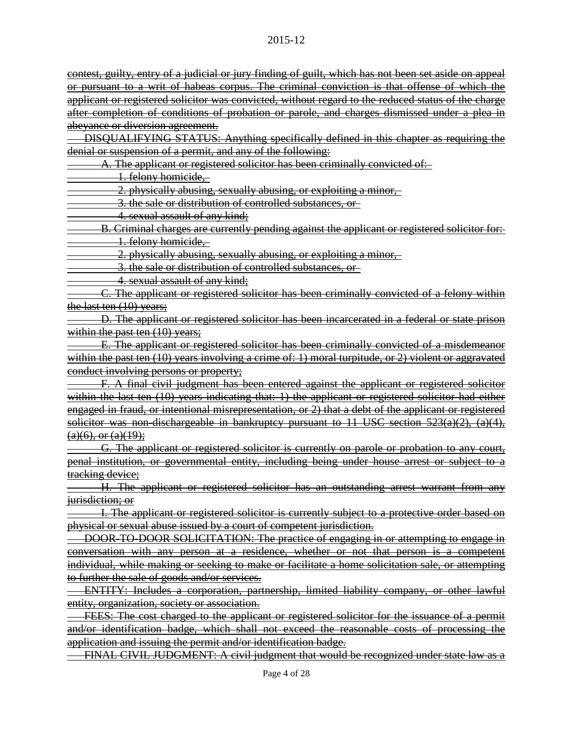contest, guilty, entry of a judicial or jury finding of guilt, which has not been set aside on appeal or pursuant to a writ of habeas corpus. The criminal conviction is that offense of which the applicant or registered solicitor was convicted, without regard to the reduced status of the charge after completion of conditions of probation or parole, and charges dismissed under a plea in abeyance or diversion agreement.

DISQUALIFYING STATUS: Anything specifically defined in this chapter as requiring the denial or suspension of a permit, and any of the following:

A. The applicant or registered solicitor has been criminally convicted of:

1. felony homicide,

2. physically abusing, sexually abusing, or exploiting a minor,

3. the sale or distribution of controlled substances, or

4. sexual assault of any kind;

B. Criminal charges are currently pending against the applicant or registered solicitor for:

1. felony homicide,

2. physically abusing, sexually abusing, or exploiting a minor,

3. the sale or distribution of controlled substances, or

4. sexual assault of any kind;

C. The applicant or registered solicitor has been criminally convicted of a felony within the last ten (10) years;

D. The applicant or registered solicitor has been incarcerated in a federal or state prison within the past ten (10) years;

E. The applicant or registered solicitor has been criminally convicted of a misdemeanor within the past ten (10) years involving a crime of: 1) moral turpitude, or 2) violent or aggravated conduct involving persons or property;

F. A final civil judgment has been entered against the applicant or registered solicitor within the last ten (10) years indicating that: 1) the applicant or registered solicitor had either engaged in fraud, or intentional misrepresentation, or 2) that a debt of the applicant or registered solicitor was non-dischargeable in bankruptcy pursuant to 11 USC section 523(a)(2), (a)(4), (a)(6), or (a)(19);

G. The applicant or registered solicitor is currently on parole or probation to any court, penal institution, or governmental entity, including being under house arrest or subject to a tracking device;

H. The applicant or registered solicitor has an outstanding arrest warrant from any jurisdiction; or

I. The applicant or registered solicitor is currently subject to a protective order based on physical or sexual abuse issued by a court of competent jurisdiction.

DOOR-TO-DOOR SOLICITATION: The practice of engaging in or attempting to engage in conversation with any person at a residence, whether or not that person is a competent individual, while making or seeking to make or facilitate a home solicitation sale, or attempting to further the sale of goods and/or services.

ENTITY: Includes a corporation, partnership, limited liability company, or other lawful entity, organization, society or association.

FEES: The cost charged to the applicant or registered solicitor for the issuance of a permit and/or identification badge, which shall not exceed the reasonable costs of processing the application and issuing the permit and/or identification badge.

FINAL CIVIL JUDGMENT: A civil judgment that would be recognized under state law as a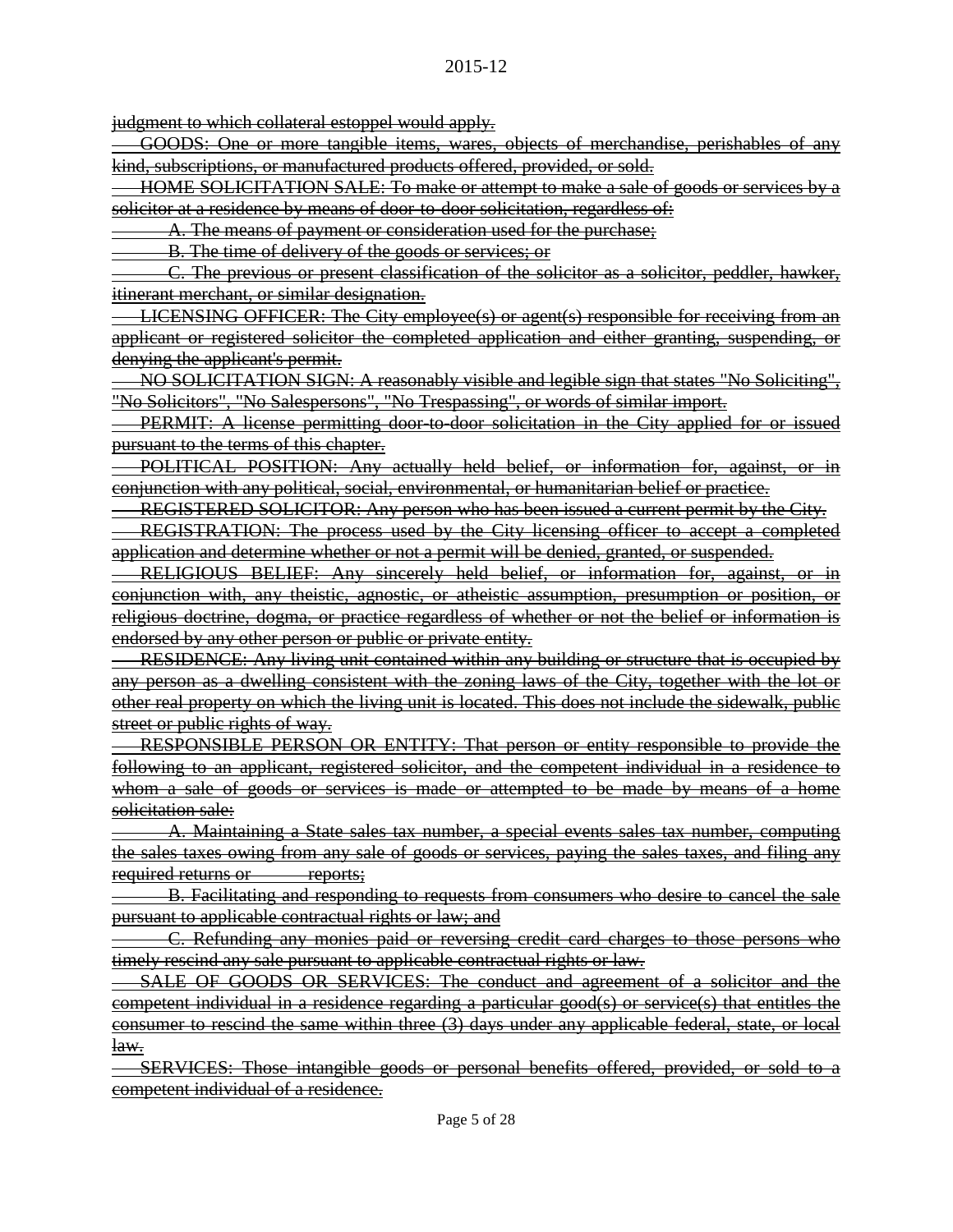~~judgment to which collateral estoppel would apply.~~

~~GOODS: One or more tangible items, wares, objects of merchandise, perishables of any kind, subscriptions, or manufactured products offered, provided, or sold.~~

~~HOME SOLICITATION SALE: To make or attempt to make a sale of goods or services by a solicitor at a residence by means of door-to-door solicitation, regardless of:~~

~~A. The means of payment or consideration used for the purchase;~~

~~B. The time of delivery of the goods or services; or~~

~~C. The previous or present classification of the solicitor as a solicitor, peddler, hawker, itinerant merchant, or similar designation.~~

~~LICENSING OFFICER: The City employee(s) or agent(s) responsible for receiving from an applicant or registered solicitor the completed application and either granting, suspending, or denying the applicant's permit.~~

~~NO SOLICITATION SIGN: A reasonably visible and legible sign that states "No Soliciting", "No Solicitors", "No Salespersons", "No Trespassing", or words of similar import.~~

~~PERMIT: A license permitting door-to-door solicitation in the City applied for or issued pursuant to the terms of this chapter.~~

~~POLITICAL POSITION: Any actually held belief, or information for, against, or in conjunction with any political, social, environmental, or humanitarian belief or practice.~~

~~REGISTERED SOLICITOR: Any person who has been issued a current permit by the City.~~

~~REGISTRATION: The process used by the City licensing officer to accept a completed application and determine whether or not a permit will be denied, granted, or suspended.~~

~~RELIGIOUS BELIEF: Any sincerely held belief, or information for, against, or in conjunction with, any theistic, agnostic, or atheistic assumption, presumption or position, or religious doctrine, dogma, or practice regardless of whether or not the belief or information is endorsed by any other person or public or private entity.~~

~~RESIDENCE: Any living unit contained within any building or structure that is occupied by any person as a dwelling consistent with the zoning laws of the City, together with the lot or other real property on which the living unit is located. This does not include the sidewalk, public street or public rights of way.~~

~~RESPONSIBLE PERSON OR ENTITY: That person or entity responsible to provide the following to an applicant, registered solicitor, and the competent individual in a residence to whom a sale of goods or services is made or attempted to be made by means of a home solicitation sale:~~

~~A. Maintaining a State sales tax number, a special events sales tax number, computing the sales taxes owing from any sale of goods or services, paying the sales taxes, and filing any required returns or reports;~~

~~B. Facilitating and responding to requests from consumers who desire to cancel the sale pursuant to applicable contractual rights or law; and~~

~~C. Refunding any monies paid or reversing credit card charges to those persons who timely rescind any sale pursuant to applicable contractual rights or law.~~

~~SALE OF GOODS OR SERVICES: The conduct and agreement of a solicitor and the competent individual in a residence regarding a particular good(s) or service(s) that entitles the consumer to rescind the same within three (3) days under any applicable federal, state, or local law.~~

~~SERVICES: Those intangible goods or personal benefits offered, provided, or sold to a competent individual of a residence.~~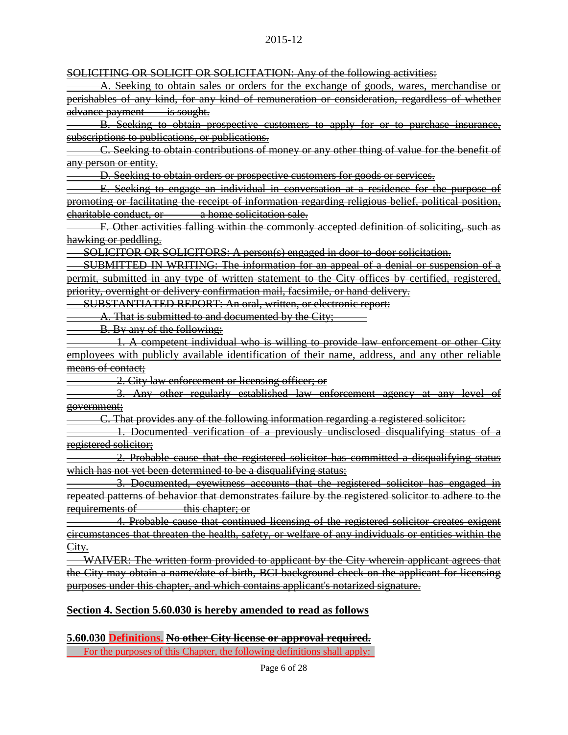~~SOLICITING OR SOLICIT OR SOLICITATION: Any of the following activities:~~

~~A. Seeking to obtain sales or orders for the exchange of goods, wares, merchandise or perishables of any kind, for any kind of remuneration or consideration, regardless of whether advance payment is sought.~~

~~B. Seeking to obtain prospective customers to apply for or to purchase insurance, subscriptions to publications, or publications.~~

~~C. Seeking to obtain contributions of money or any other thing of value for the benefit of any person or entity.~~

~~D. Seeking to obtain orders or prospective customers for goods or services.~~

~~E. Seeking to engage an individual in conversation at a residence for the purpose of promoting or facilitating the receipt of information regarding religious belief, political position, charitable conduct, or a home solicitation sale.~~

~~F. Other activities falling within the commonly accepted definition of soliciting, such as hawking or peddling.~~

~~SOLICITOR OR SOLICITORS: A person(s) engaged in door-to-door solicitation.~~

~~SUBMITTED IN WRITING: The information for an appeal of a denial or suspension of a permit, submitted in any type of written statement to the City offices by certified, registered, priority, overnight or delivery confirmation mail, facsimile, or hand delivery.~~

~~SUBSTANTIATED REPORT: An oral, written, or electronic report:~~

~~A. That is submitted to and documented by the City;~~

~~B. By any of the following:~~

~~1. A competent individual who is willing to provide law enforcement or other City employees with publicly available identification of their name, address, and any other reliable means of contact;~~

~~2. City law enforcement or licensing officer; or~~

~~3. Any other regularly established law enforcement agency at any level of government;~~

~~C. That provides any of the following information regarding a registered solicitor:~~

~~1. Documented verification of a previously undisclosed disqualifying status of a registered solicitor;~~

~~2. Probable cause that the registered solicitor has committed a disqualifying status which has not yet been determined to be a disqualifying status;~~

~~3. Documented, eyewitness accounts that the registered solicitor has engaged in repeated patterns of behavior that demonstrates failure by the registered solicitor to adhere to the requirements of this chapter; or~~

~~4. Probable cause that continued licensing of the registered solicitor creates exigent circumstances that threaten the health, safety, or welfare of any individuals or entities within the City.~~

~~WAIVER: The written form provided to applicant by the City wherein applicant agrees that the City may obtain a name/date of birth, BCI background check on the applicant for licensing purposes under this chapter, and which contains applicant's notarized signature.~~

**Section 4. Section 5.60.030 is hereby amended to read as follows**

**5.60.030 Definitions. ~~No other City license or approval required.~~**

For the purposes of this Chapter, the following definitions shall apply: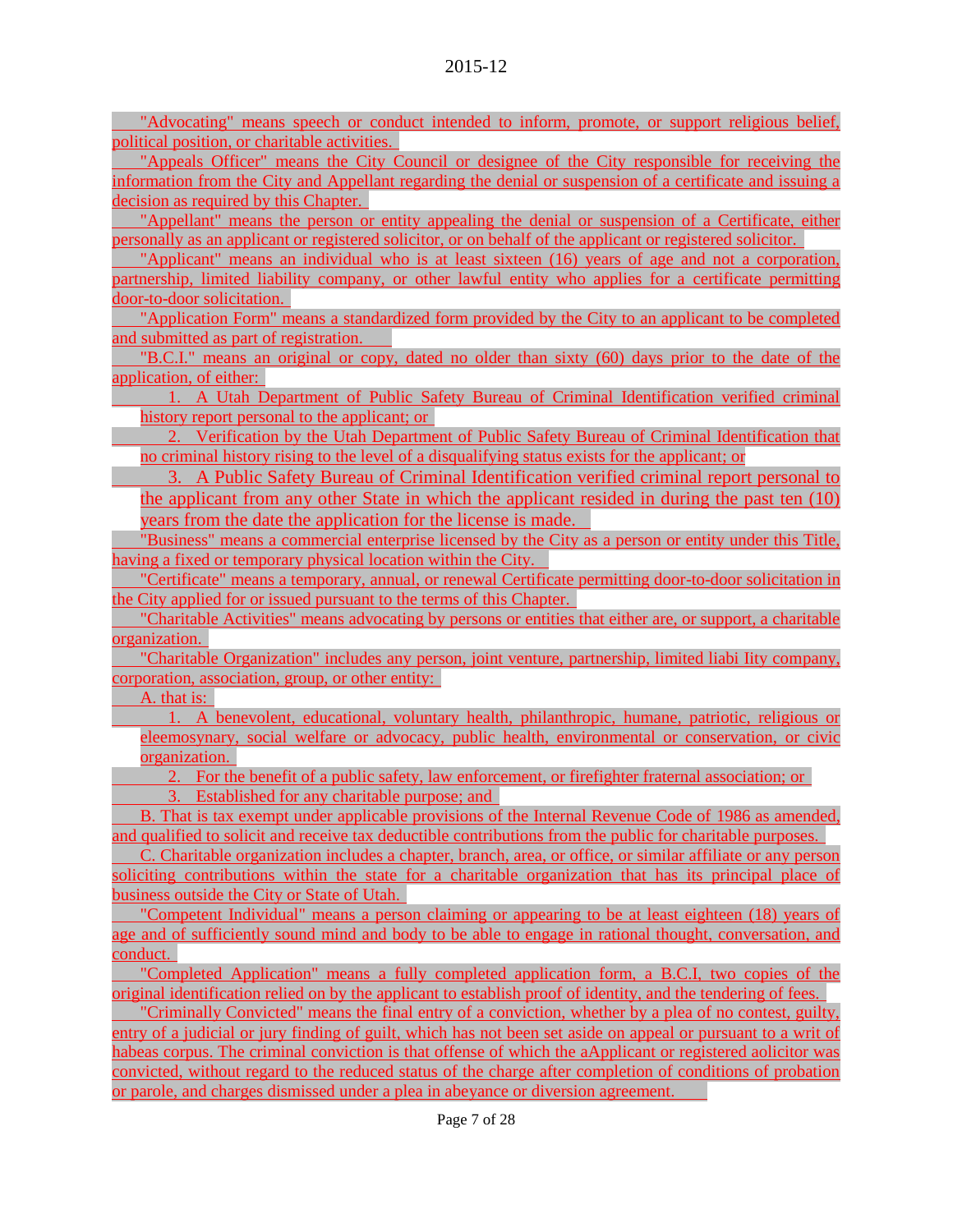"Advocating" means speech or conduct intended to inform, promote, or support religious belief, political position, or charitable activities.

"Appeals Officer" means the City Council or designee of the City responsible for receiving the information from the City and Appellant regarding the denial or suspension of a certificate and issuing a decision as required by this Chapter.

"Appellant" means the person or entity appealing the denial or suspension of a Certificate, either personally as an applicant or registered solicitor, or on behalf of the applicant or registered solicitor.

"Applicant" means an individual who is at least sixteen (16) years of age and not a corporation, partnership, limited liability company, or other lawful entity who applies for a certificate permitting door-to-door solicitation.

"Application Form" means a standardized form provided by the City to an applicant to be completed and submitted as part of registration.

"B.C.I." means an original or copy, dated no older than sixty (60) days prior to the date of the application, of either:

1. A Utah Department of Public Safety Bureau of Criminal Identification verified criminal history report personal to the applicant; or
2. Verification by the Utah Department of Public Safety Bureau of Criminal Identification that no criminal history rising to the level of a disqualifying status exists for the applicant; or
3. A Public Safety Bureau of Criminal Identification verified criminal report personal to the applicant from any other State in which the applicant resided in during the past ten (10) years from the date the application for the license is made.

"Business" means a commercial enterprise licensed by the City as a person or entity under this Title, having a fixed or temporary physical location within the City.

"Certificate" means a temporary, annual, or renewal Certificate permitting door-to-door solicitation in the City applied for or issued pursuant to the terms of this Chapter.

"Charitable Activities" means advocating by persons or entities that either are, or support, a charitable organization.

"Charitable Organization" includes any person, joint venture, partnership, limited liabi lity company, corporation, association, group, or other entity:

A. that is:

1. A benevolent, educational, voluntary health, philanthropic, humane, patriotic, religious or eleemosynary, social welfare or advocacy, public health, environmental or conservation, or civic organization.
2. For the benefit of a public safety, law enforcement, or firefighter fraternal association; or
3. Established for any charitable purpose; and

B. That is tax exempt under applicable provisions of the Internal Revenue Code of 1986 as amended, and qualified to solicit and receive tax deductible contributions from the public for charitable purposes.

C. Charitable organization includes a chapter, branch, area, or office, or similar affiliate or any person soliciting contributions within the state for a charitable organization that has its principal place of business outside the City or State of Utah.

"Competent Individual" means a person claiming or appearing to be at least eighteen (18) years of age and of sufficiently sound mind and body to be able to engage in rational thought, conversation, and conduct.

"Completed Application" means a fully completed application form, a B.C.I, two copies of the original identification relied on by the applicant to establish proof of identity, and the tendering of fees.

"Criminally Convicted" means the final entry of a conviction, whether by a plea of no contest, guilty, entry of a judicial or jury finding of guilt, which has not been set aside on appeal or pursuant to a writ of habeas corpus. The criminal conviction is that offense of which the aApplicant or registered aolicitor was convicted, without regard to the reduced status of the charge after completion of conditions of probation or parole, and charges dismissed under a plea in abeyance or diversion agreement.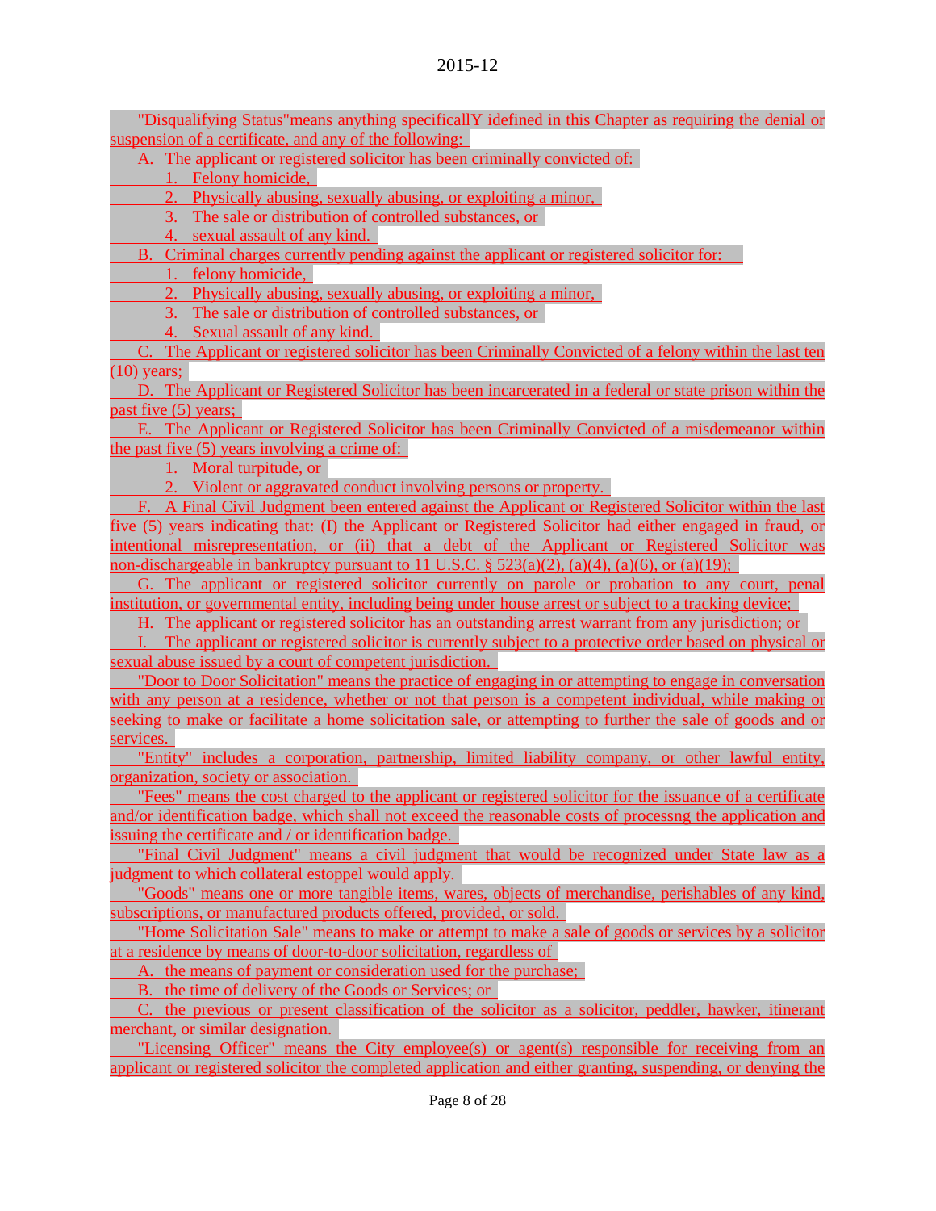"Disqualifying Status"means anything specificallY idefined in this Chapter as requiring the denial or suspension of a certificate, and any of the following:

A. The applicant or registered solicitor has been criminally convicted of:

1. Felony homicide,
2. Physically abusing, sexually abusing, or exploiting a minor,
3. The sale or distribution of controlled substances, or
4. sexual assault of any kind.

B. Criminal charges currently pending against the applicant or registered solicitor for:

1. felony homicide,
2. Physically abusing, sexually abusing, or exploiting a minor,
3. The sale or distribution of controlled substances, or
4. Sexual assault of any kind.

C. The Applicant or registered solicitor has been Criminally Convicted of a felony within the last ten (10) years;

D. The Applicant or Registered Solicitor has been incarcerated in a federal or state prison within the past five (5) years;

E. The Applicant or Registered Solicitor has been Criminally Convicted of a misdemeanor within the past five (5) years involving a crime of:

1. Moral turpitude, or
2. Violent or aggravated conduct involving persons or property.

F. A Final Civil Judgment been entered against the Applicant or Registered Solicitor within the last five (5) years indicating that: (I) the Applicant or Registered Solicitor had either engaged in fraud, or intentional misrepresentation, or (ii) that a debt of the Applicant or Registered Solicitor was non-dischargeable in bankruptcy pursuant to 11 U.S.C. § 523(a)(2), (a)(4), (a)(6), or (a)(19);

G. The applicant or registered solicitor currently on parole or probation to any court, penal institution, or governmental entity, including being under house arrest or subject to a tracking device;

H. The applicant or registered solicitor has an outstanding arrest warrant from any jurisdiction; or

I. The applicant or registered solicitor is currently subject to a protective order based on physical or sexual abuse issued by a court of competent jurisdiction.

"Door to Door Solicitation" means the practice of engaging in or attempting to engage in conversation with any person at a residence, whether or not that person is a competent individual, while making or seeking to make or facilitate a home solicitation sale, or attempting to further the sale of goods and or services.

"Entity" includes a corporation, partnership, limited liability company, or other lawful entity, organization, society or association.

"Fees" means the cost charged to the applicant or registered solicitor for the issuance of a certificate and/or identification badge, which shall not exceed the reasonable costs of processng the application and issuing the certificate and / or identification badge.

"Final Civil Judgment" means a civil judgment that would be recognized under State law as a judgment to which collateral estoppel would apply.

"Goods" means one or more tangible items, wares, objects of merchandise, perishables of any kind, subscriptions, or manufactured products offered, provided, or sold.

"Home Solicitation Sale" means to make or attempt to make a sale of goods or services by a solicitor at a residence by means of door-to-door solicitation, regardless of

A. the means of payment or consideration used for the purchase;

B. the time of delivery of the Goods or Services; or

C. the previous or present classification of the solicitor as a solicitor, peddler, hawker, itinerant merchant, or similar designation.

"Licensing Officer" means the City employee(s) or agent(s) responsible for receiving from an applicant or registered solicitor the completed application and either granting, suspending, or denying the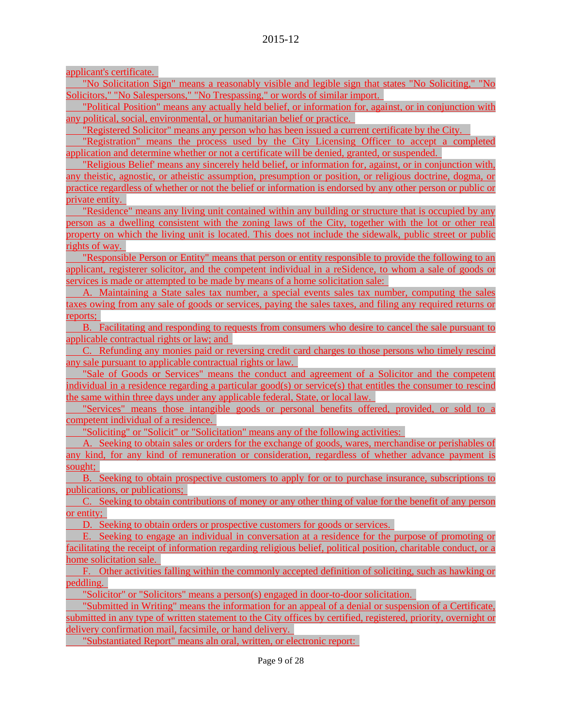applicant's certificate.

"No Solicitation Sign" means a reasonably visible and legible sign that states "No Soliciting," "No Solicitors," "No Salespersons," "No Trespassing," or words of similar import.

"Political Position" means any actually held belief, or information for, against, or in conjunction with any political, social, environmental, or humanitarian belief or practice.

"Registered Solicitor" means any person who has been issued a current certificate by the City.

"Registration" means the process used by the City Licensing Officer to accept a completed application and determine whether or not a certificate will be denied, granted, or suspended.

"Religious Belief' means any sincerely held belief, or information for, against, or in conjunction with, any theistic, agnostic, or atheistic assumption, presumption or position, or religious doctrine, dogma, or practice regardless of whether or not the belief or information is endorsed by any other person or public or private entity.

"Residence" means any living unit contained within any building or structure that is occupied by any person as a dwelling consistent with the zoning laws of the City, together with the lot or other real property on which the living unit is located. This does not include the sidewalk, public street or public rights of way.

"Responsible Person or Entity" means that person or entity responsible to provide the following to an applicant, registerer solicitor, and the competent individual in a reSidence, to whom a sale of goods or services is made or attempted to be made by means of a home solicitation sale:

A. Maintaining a State sales tax number, a special events sales tax number, computing the sales taxes owing from any sale of goods or services, paying the sales taxes, and filing any required returns or reports;

B. Facilitating and responding to requests from consumers who desire to cancel the sale pursuant to applicable contractual rights or law; and

C. Refunding any monies paid or reversing credit card charges to those persons who timely rescind any sale pursuant to applicable contractual rights or law.

"Sale of Goods or Services" means the conduct and agreement of a Solicitor and the competent individual in a residence regarding a particular good(s) or service(s) that entitles the consumer to rescind the same within three days under any applicable federal, State, or local law.

"Services" means those intangible goods or personal benefits offered, provided, or sold to a competent individual of a residence.

"Soliciting" or "Solicit" or "Solicitation" means any of the following activities:

A. Seeking to obtain sales or orders for the exchange of goods, wares, merchandise or perishables of any kind, for any kind of remuneration or consideration, regardless of whether advance payment is sought;

B. Seeking to obtain prospective customers to apply for or to purchase insurance, subscriptions to publications, or publications;

C. Seeking to obtain contributions of money or any other thing of value for the benefit of any person or entity;

D. Seeking to obtain orders or prospective customers for goods or services.

E. Seeking to engage an individual in conversation at a residence for the purpose of promoting or facilitating the receipt of information regarding religious belief, political position, charitable conduct, or a home solicitation sale.

F. Other activities falling within the commonly accepted definition of soliciting, such as hawking or peddling.

"Solicitor" or "Solicitors" means a person(s) engaged in door-to-door solicitation.

"Submitted in Writing" means the information for an appeal of a denial or suspension of a Certificate, submitted in any type of written statement to the City offices by certified, registered, priority, overnight or delivery confirmation mail, facsimile, or hand delivery.

"Substantiated Report" means aln oral, written, or electronic report: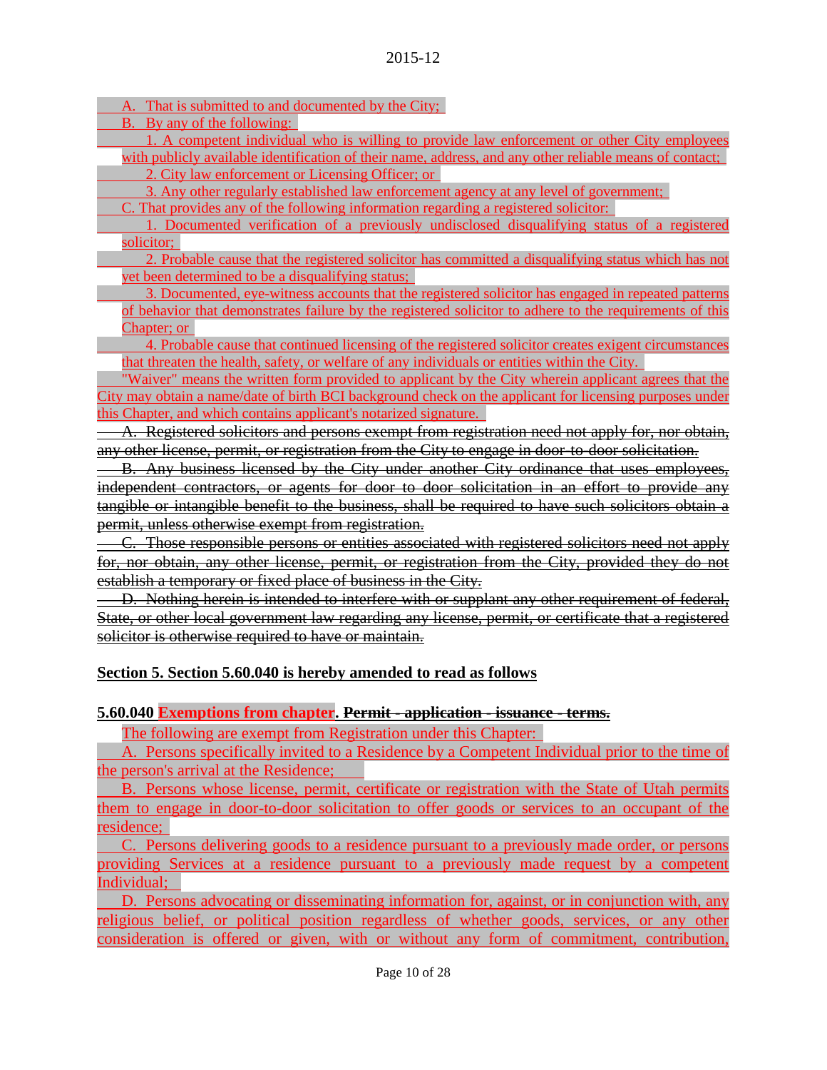A. That is submitted to and documented by the City;

B. By any of the following:

1. A competent individual who is willing to provide law enforcement or other City employees with publicly available identification of their name, address, and any other reliable means of contact;

2. City law enforcement or Licensing Officer; or

3. Any other regularly established law enforcement agency at any level of government;

C. That provides any of the following information regarding a registered solicitor:

1. Documented verification of a previously undisclosed disqualifying status of a registered solicitor;

2. Probable cause that the registered solicitor has committed a disqualifying status which has not yet been determined to be a disqualifying status;

3. Documented, eye-witness accounts that the registered solicitor has engaged in repeated patterns of behavior that demonstrates failure by the registered solicitor to adhere to the requirements of this Chapter; or

4. Probable cause that continued licensing of the registered solicitor creates exigent circumstances that threaten the health, safety, or welfare of any individuals or entities within the City.

"Waiver" means the written form provided to applicant by the City wherein applicant agrees that the City may obtain a name/date of birth BCI background check on the applicant for licensing purposes under this Chapter, and which contains applicant's notarized signature.

~~A. Registered solicitors and persons exempt from registration need not apply for, nor obtain, any other license, permit, or registration from the City to engage in door-to-door solicitation.~~

~~B. Any business licensed by the City under another City ordinance that uses employees, independent contractors, or agents for door to door solicitation in an effort to provide any tangible or intangible benefit to the business, shall be required to have such solicitors obtain a permit, unless otherwise exempt from registration.~~

~~C. Those responsible persons or entities associated with registered solicitors need not apply for, nor obtain, any other license, permit, or registration from the City, provided they do not establish a temporary or fixed place of business in the City.~~

~~D. Nothing herein is intended to interfere with or supplant any other requirement of federal, State, or other local government law regarding any license, permit, or certificate that a registered solicitor is otherwise required to have or maintain.~~

**Section 5. Section 5.60.040 is hereby amended to read as follows**

**5.60.040 Exemptions from chapter. ~~Permit - application - issuance - terms.~~**

The following are exempt from Registration under this Chapter:

A. Persons specifically invited to a Residence by a Competent Individual prior to the time of the person's arrival at the Residence;

B. Persons whose license, permit, certificate or registration with the State of Utah permits them to engage in door-to-door solicitation to offer goods or services to an occupant of the residence;

C. Persons delivering goods to a residence pursuant to a previously made order, or persons providing Services at a residence pursuant to a previously made request by a competent Individual;

D. Persons advocating or disseminating information for, against, or in conjunction with, any religious belief, or political position regardless of whether goods, services, or any other consideration is offered or given, with or without any form of commitment, contribution,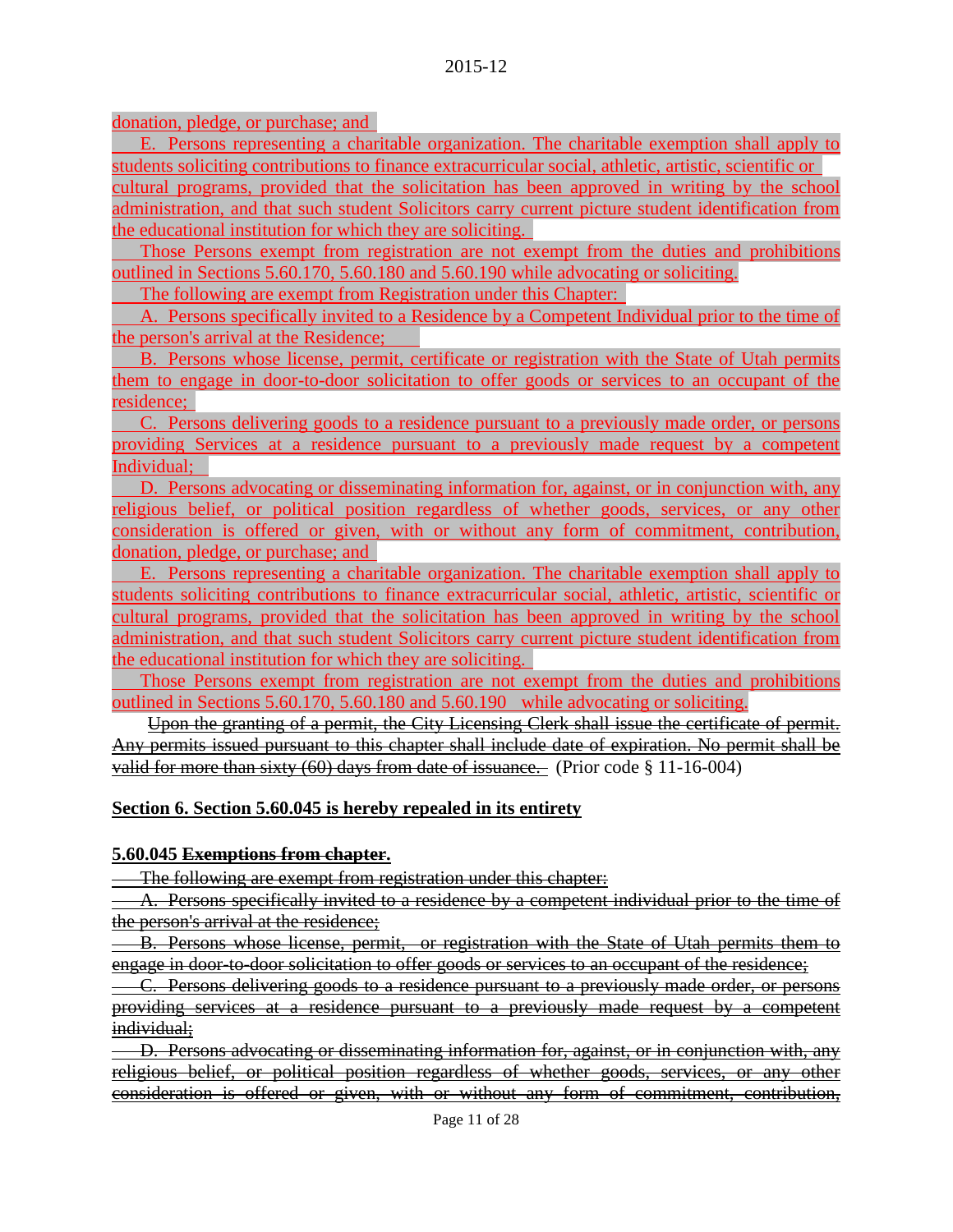donation, pledge, or purchase; and

E. Persons representing a charitable organization. The charitable exemption shall apply to students soliciting contributions to finance extracurricular social, athletic, artistic, scientific or cultural programs, provided that the solicitation has been approved in writing by the school administration, and that such student Solicitors carry current picture student identification from the educational institution for which they are soliciting.

Those Persons exempt from registration are not exempt from the duties and prohibitions outlined in Sections 5.60.170, 5.60.180 and 5.60.190 while advocating or soliciting.

The following are exempt from Registration under this Chapter:

A. Persons specifically invited to a Residence by a Competent Individual prior to the time of the person's arrival at the Residence;

B. Persons whose license, permit, certificate or registration with the State of Utah permits them to engage in door-to-door solicitation to offer goods or services to an occupant of the residence;

C. Persons delivering goods to a residence pursuant to a previously made order, or persons providing Services at a residence pursuant to a previously made request by a competent Individual;

D. Persons advocating or disseminating information for, against, or in conjunction with, any religious belief, or political position regardless of whether goods, services, or any other consideration is offered or given, with or without any form of commitment, contribution, donation, pledge, or purchase; and

E. Persons representing a charitable organization. The charitable exemption shall apply to students soliciting contributions to finance extracurricular social, athletic, artistic, scientific or cultural programs, provided that the solicitation has been approved in writing by the school administration, and that such student Solicitors carry current picture student identification from the educational institution for which they are soliciting.

Those Persons exempt from registration are not exempt from the duties and prohibitions outlined in Sections 5.60.170, 5.60.180 and 5.60.190 while advocating or soliciting.

~~Upon the granting of a permit, the City Licensing Clerk shall issue the certificate of permit. Any permits issued pursuant to this chapter shall include date of expiration. No permit shall be valid for more than sixty (60) days from date of issuance.~~ (Prior code § 11-16-004)

**Section 6. Section 5.60.045 is hereby repealed in its entirety**

**5.60.045 ~~Exemptions from chapter.~~**

~~The following are exempt from registration under this chapter:~~

~~A. Persons specifically invited to a residence by a competent individual prior to the time of the person's arrival at the residence;~~

~~B. Persons whose license, permit, or registration with the State of Utah permits them to engage in door-to-door solicitation to offer goods or services to an occupant of the residence;~~

~~C. Persons delivering goods to a residence pursuant to a previously made order, or persons providing services at a residence pursuant to a previously made request by a competent individual;~~

~~D. Persons advocating or disseminating information for, against, or in conjunction with, any religious belief, or political position regardless of whether goods, services, or any other consideration is offered or given, with or without any form of commitment, contribution,~~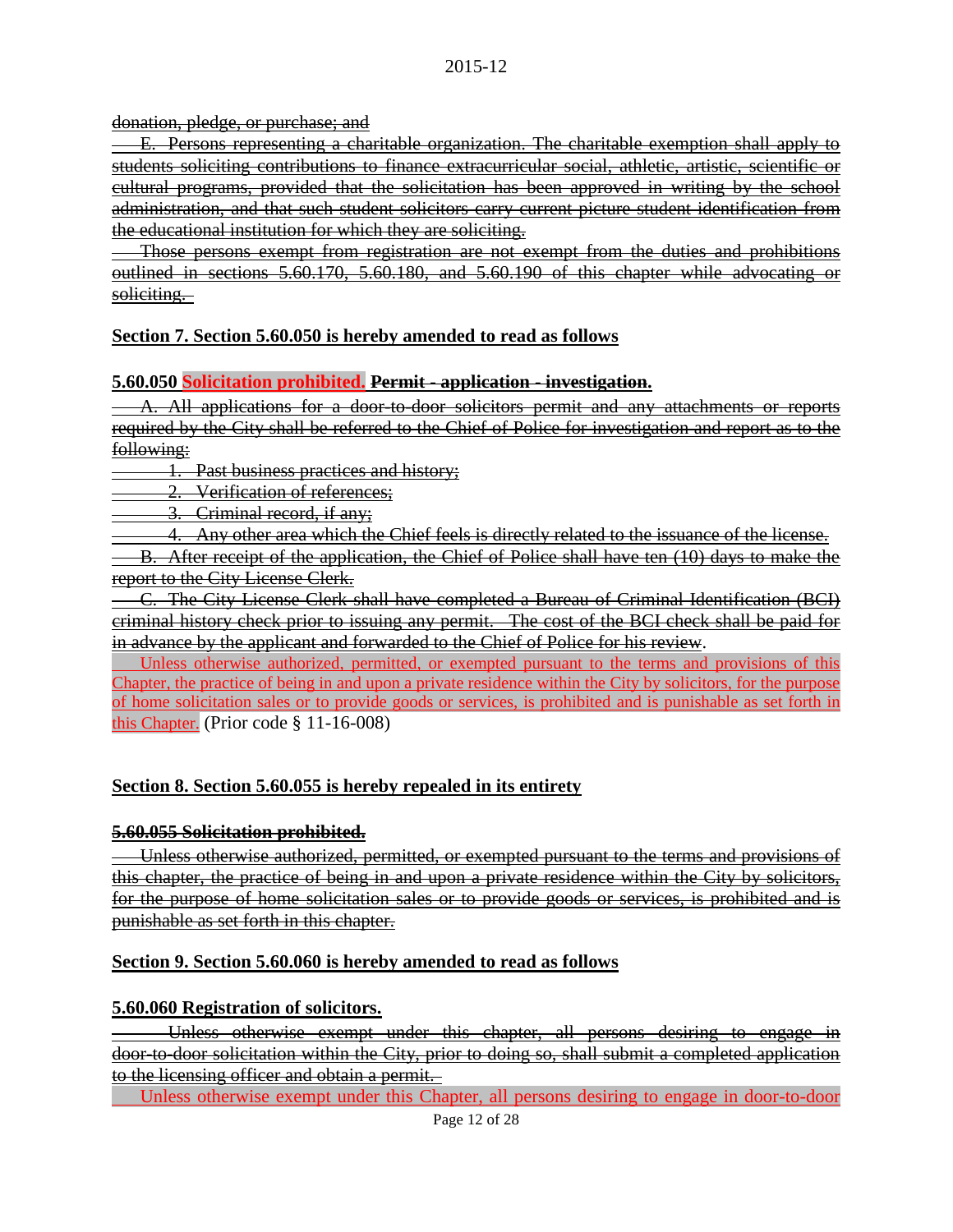~~donation, pledge, or purchase; and~~

~~E. Persons representing a charitable organization. The charitable exemption shall apply to students soliciting contributions to finance extracurricular social, athletic, artistic, scientific or cultural programs, provided that the solicitation has been approved in writing by the school administration, and that such student solicitors carry current picture student identification from the educational institution for which they are soliciting.~~

~~Those persons exempt from registration are not exempt from the duties and prohibitions outlined in sections 5.60.170, 5.60.180, and 5.60.190 of this chapter while advocating or soliciting.~~

**Section 7. Section 5.60.050 is hereby amended to read as follows**

**5.60.050 Solicitation prohibited. ~~Permit - application - investigation.~~**

~~A. All applications for a door-to-door solicitors permit and any attachments or reports required by the City shall be referred to the Chief of Police for investigation and report as to the following:~~

~~1. Past business practices and history;~~

~~2. Verification of references;~~

~~3. Criminal record, if any;~~

~~4. Any other area which the Chief feels is directly related to the issuance of the license.~~

~~B. After receipt of the application, the Chief of Police shall have ten (10) days to make the report to the City License Clerk.~~

~~C. The City License Clerk shall have completed a Bureau of Criminal Identification (BCI) criminal history check prior to issuing any permit. The cost of the BCI check shall be paid for in advance by the applicant and forwarded to the Chief of Police for his review~~.

Unless otherwise authorized, permitted, or exempted pursuant to the terms and provisions of this Chapter, the practice of being in and upon a private residence within the City by solicitors, for the purpose of home solicitation sales or to provide goods or services, is prohibited and is punishable as set forth in this Chapter. (Prior code § 11-16-008)

**Section 8. Section 5.60.055 is hereby repealed in its entirety**

~~**5.60.055 Solicitation prohibited.**~~

~~Unless otherwise authorized, permitted, or exempted pursuant to the terms and provisions of this chapter, the practice of being in and upon a private residence within the City by solicitors, for the purpose of home solicitation sales or to provide goods or services, is prohibited and is punishable as set forth in this chapter.~~

**Section 9. Section 5.60.060 is hereby amended to read as follows**

**5.60.060 Registration of solicitors.**

~~Unless otherwise exempt under this chapter, all persons desiring to engage in door-to-door solicitation within the City, prior to doing so, shall submit a completed application to the licensing officer and obtain a permit.~~

Unless otherwise exempt under this Chapter, all persons desiring to engage in door-to-door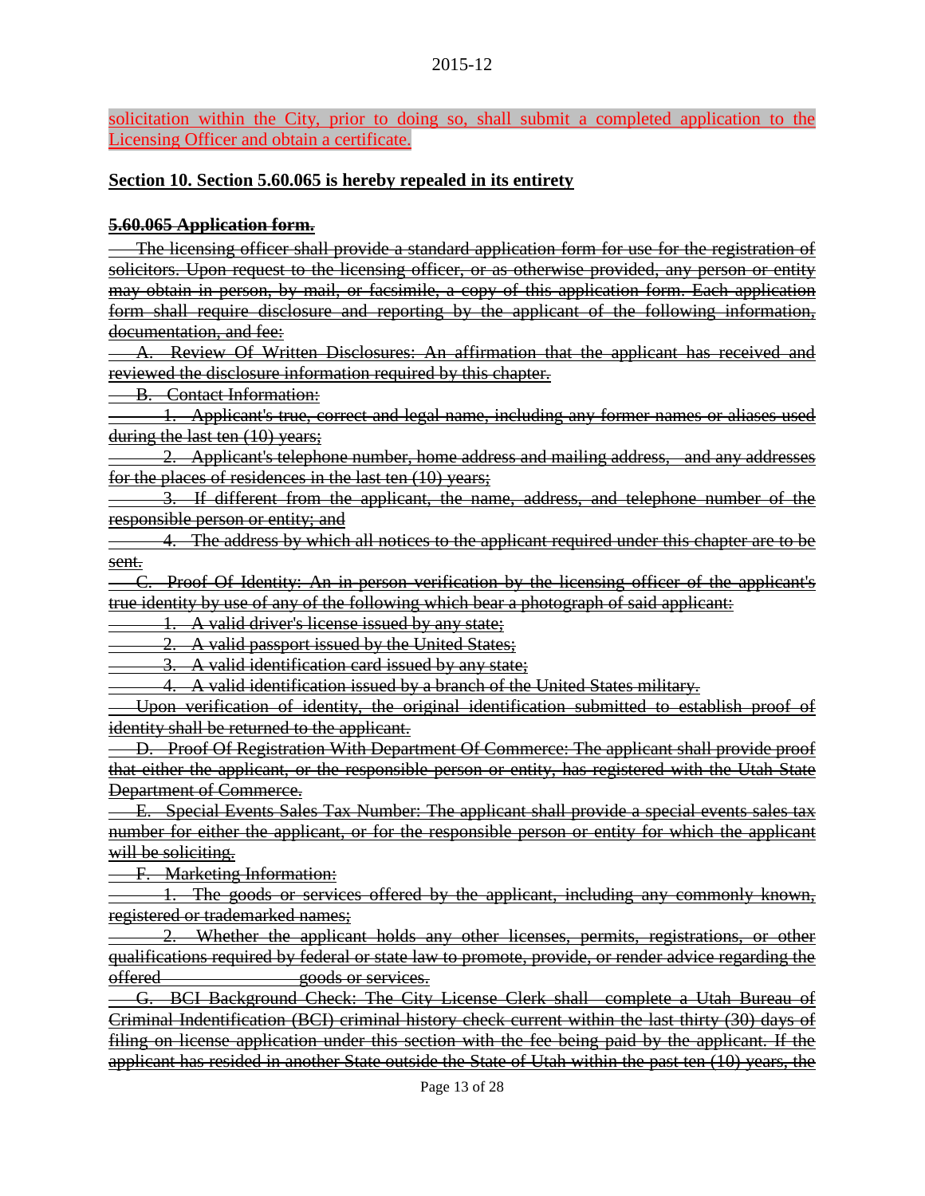solicitation within the City, prior to doing so, shall submit a completed application to the Licensing Officer and obtain a certificate.

**Section 10. Section 5.60.065 is hereby repealed in its entirety**

~~**5.60.065 Application form.**~~

~~The licensing officer shall provide a standard application form for use for the registration of solicitors. Upon request to the licensing officer, or as otherwise provided, any person or entity may obtain in person, by mail, or facsimile, a copy of this application form. Each application form shall require disclosure and reporting by the applicant of the following information, documentation, and fee:~~

~~A. Review Of Written Disclosures: An affirmation that the applicant has received and reviewed the disclosure information required by this chapter.~~

~~B. Contact Information:~~

~~1. Applicant's true, correct and legal name, including any former names or aliases used during the last ten (10) years;~~

~~2. Applicant's telephone number, home address and mailing address, and any addresses for the places of residences in the last ten (10) years;~~

~~3. If different from the applicant, the name, address, and telephone number of the responsible person or entity; and~~

~~4. The address by which all notices to the applicant required under this chapter are to be sent.~~

~~C. Proof Of Identity: An in-person verification by the licensing officer of the applicant's true identity by use of any of the following which bear a photograph of said applicant:~~

~~1. A valid driver's license issued by any state;~~

~~2. A valid passport issued by the United States;~~

~~3. A valid identification card issued by any state;~~

~~4. A valid identification issued by a branch of the United States military.~~

~~Upon verification of identity, the original identification submitted to establish proof of identity shall be returned to the applicant.~~

~~D. Proof Of Registration With Department Of Commerce: The applicant shall provide proof that either the applicant, or the responsible person or entity, has registered with the Utah State Department of Commerce.~~

~~E. Special Events Sales Tax Number: The applicant shall provide a special events sales tax number for either the applicant, or for the responsible person or entity for which the applicant will be soliciting.~~

~~F. Marketing Information:~~

~~1. The goods or services offered by the applicant, including any commonly known, registered or trademarked names;~~

~~2. Whether the applicant holds any other licenses, permits, registrations, or other qualifications required by federal or state law to promote, provide, or render advice regarding the offered goods or services.~~

~~G. BCI Background Check: The City License Clerk shall complete a Utah Bureau of Criminal Indentification (BCI) criminal history check current within the last thirty (30) days of filing on license application under this section with the fee being paid by the applicant. If the applicant has resided in another State outside the State of Utah within the past ten (10) years, the~~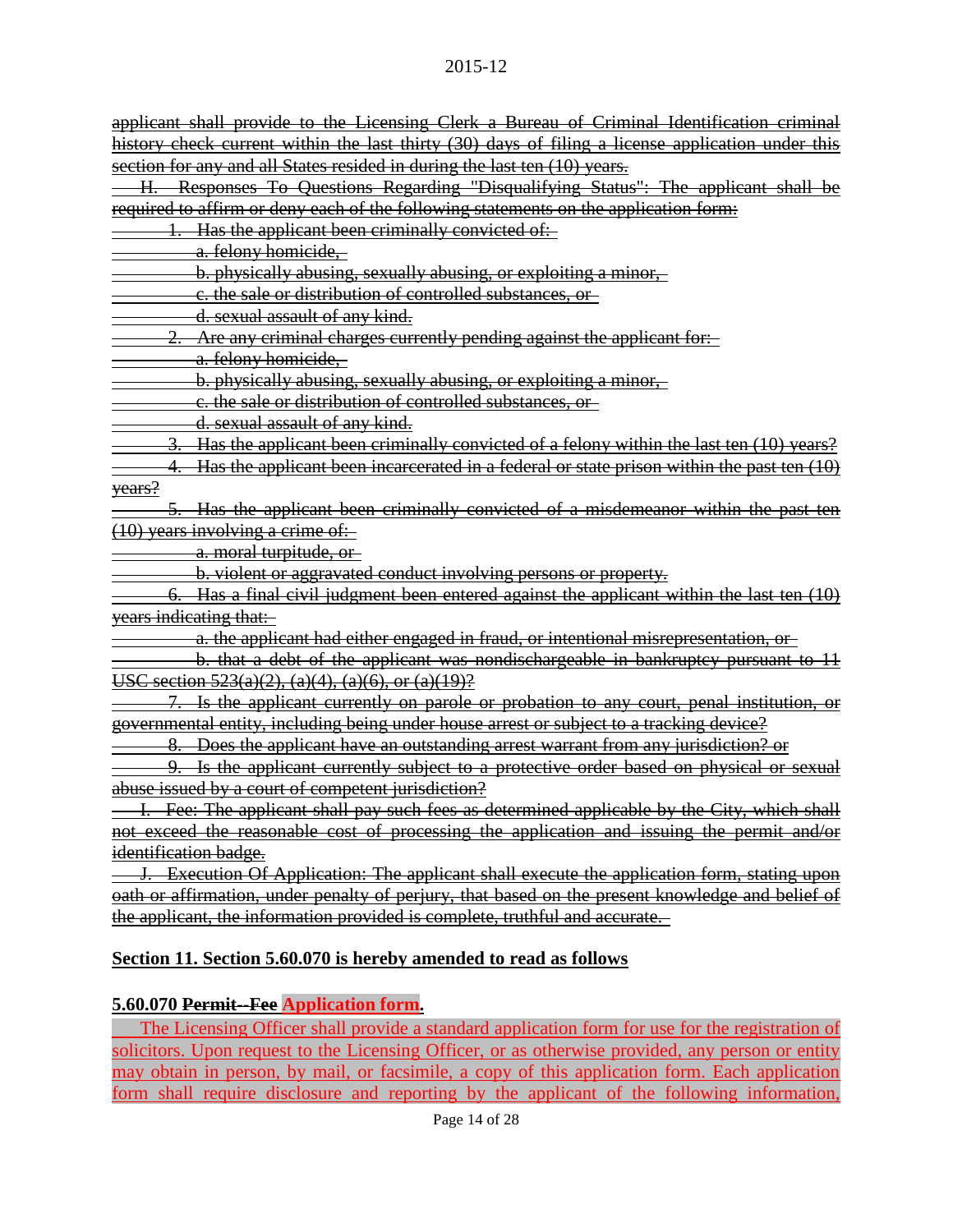~~applicant shall provide to the Licensing Clerk a Bureau of Criminal Identification criminal history check current within the last thirty (30) days of filing a license application under this section for any and all States resided in during the last ten (10) years.~~

~~H. Responses To Questions Regarding "Disqualifying Status": The applicant shall be required to affirm or deny each of the following statements on the application form:~~

~~1. Has the applicant been criminally convicted of:~~

~~a. felony homicide,~~

~~b. physically abusing, sexually abusing, or exploiting a minor,~~

~~c. the sale or distribution of controlled substances, or~~

~~d. sexual assault of any kind.~~

~~2. Are any criminal charges currently pending against the applicant for:~~

~~a. felony homicide,~~

~~b. physically abusing, sexually abusing, or exploiting a minor,~~

~~c. the sale or distribution of controlled substances, or~~

~~d. sexual assault of any kind.~~

~~3. Has the applicant been criminally convicted of a felony within the last ten (10) years?~~

~~4. Has the applicant been incarcerated in a federal or state prison within the past ten (10) years?~~

~~5. Has the applicant been criminally convicted of a misdemeanor within the past ten (10) years involving a crime of:~~

~~a. moral turpitude, or~~

~~b. violent or aggravated conduct involving persons or property.~~

~~6. Has a final civil judgment been entered against the applicant within the last ten (10) years indicating that:~~

~~a. the applicant had either engaged in fraud, or intentional misrepresentation, or~~

~~b. that a debt of the applicant was nondischargeable in bankruptcy pursuant to 11 USC section 523(a)(2), (a)(4), (a)(6), or (a)(19)?~~

~~7. Is the applicant currently on parole or probation to any court, penal institution, or governmental entity, including being under house arrest or subject to a tracking device?~~

~~8. Does the applicant have an outstanding arrest warrant from any jurisdiction? or~~

~~9. Is the applicant currently subject to a protective order based on physical or sexual abuse issued by a court of competent jurisdiction?~~

~~I. Fee: The applicant shall pay such fees as determined applicable by the City, which shall not exceed the reasonable cost of processing the application and issuing the permit and/or identification badge.~~

~~J. Execution Of Application: The applicant shall execute the application form, stating upon oath or affirmation, under penalty of perjury, that based on the present knowledge and belief of the applicant, the information provided is complete, truthful and accurate.~~

**Section 11. Section 5.60.070 is hereby amended to read as follows**

**5.60.070 ~~Permit--Fee~~ Application form.**

The Licensing Officer shall provide a standard application form for use for the registration of solicitors. Upon request to the Licensing Officer, or as otherwise provided, any person or entity may obtain in person, by mail, or facsimile, a copy of this application form. Each application form shall require disclosure and reporting by the applicant of the following information,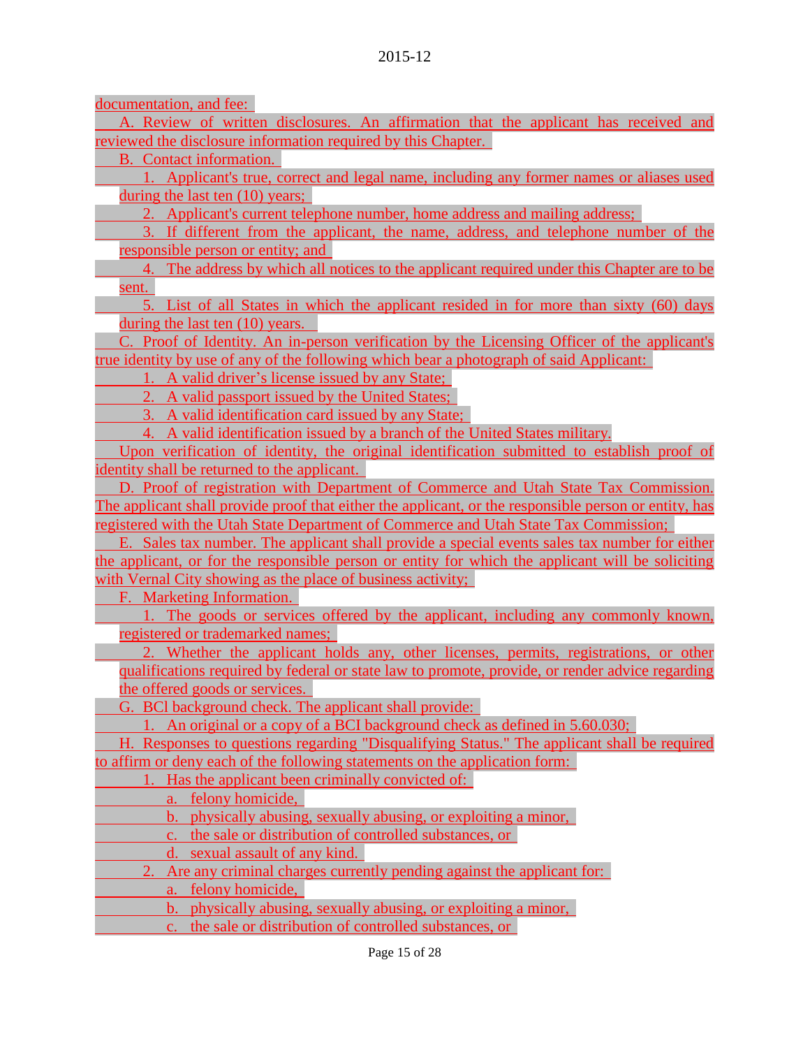documentation, and fee:

A. Review of written disclosures. An affirmation that the applicant has received and reviewed the disclosure information required by this Chapter.

B. Contact information.

1. Applicant's true, correct and legal name, including any former names or aliases used during the last ten (10) years;
2. Applicant's current telephone number, home address and mailing address;
3. If different from the applicant, the name, address, and telephone number of the responsible person or entity; and
4. The address by which all notices to the applicant required under this Chapter are to be sent.
5. List of all States in which the applicant resided in for more than sixty (60) days during the last ten (10) years.

C. Proof of Identity. An in-person verification by the Licensing Officer of the applicant's true identity by use of any of the following which bear a photograph of said Applicant:

1. A valid driver's license issued by any State;
2. A valid passport issued by the United States;
3. A valid identification card issued by any State;
4. A valid identification issued by a branch of the United States military.

Upon verification of identity, the original identification submitted to establish proof of identity shall be returned to the applicant.

D. Proof of registration with Department of Commerce and Utah State Tax Commission. The applicant shall provide proof that either the applicant, or the responsible person or entity, has registered with the Utah State Department of Commerce and Utah State Tax Commission;

E. Sales tax number. The applicant shall provide a special events sales tax number for either the applicant, or for the responsible person or entity for which the applicant will be soliciting with Vernal City showing as the place of business activity;

F. Marketing Information.

1. The goods or services offered by the applicant, including any commonly known, registered or trademarked names;
2. Whether the applicant holds any, other licenses, permits, registrations, or other qualifications required by federal or state law to promote, provide, or render advice regarding the offered goods or services.

G. BCl background check. The applicant shall provide:

1. An original or a copy of a BCI background check as defined in 5.60.030;

H. Responses to questions regarding "Disqualifying Status." The applicant shall be required to affirm or deny each of the following statements on the application form:

1. Has the applicant been criminally convicted of:
   a. felony homicide,
   b. physically abusing, sexually abusing, or exploiting a minor,
   c. the sale or distribution of controlled substances, or
   d. sexual assault of any kind.
2. Are any criminal charges currently pending against the applicant for:
   a. felony homicide,
   b. physically abusing, sexually abusing, or exploiting a minor,
   c. the sale or distribution of controlled substances, or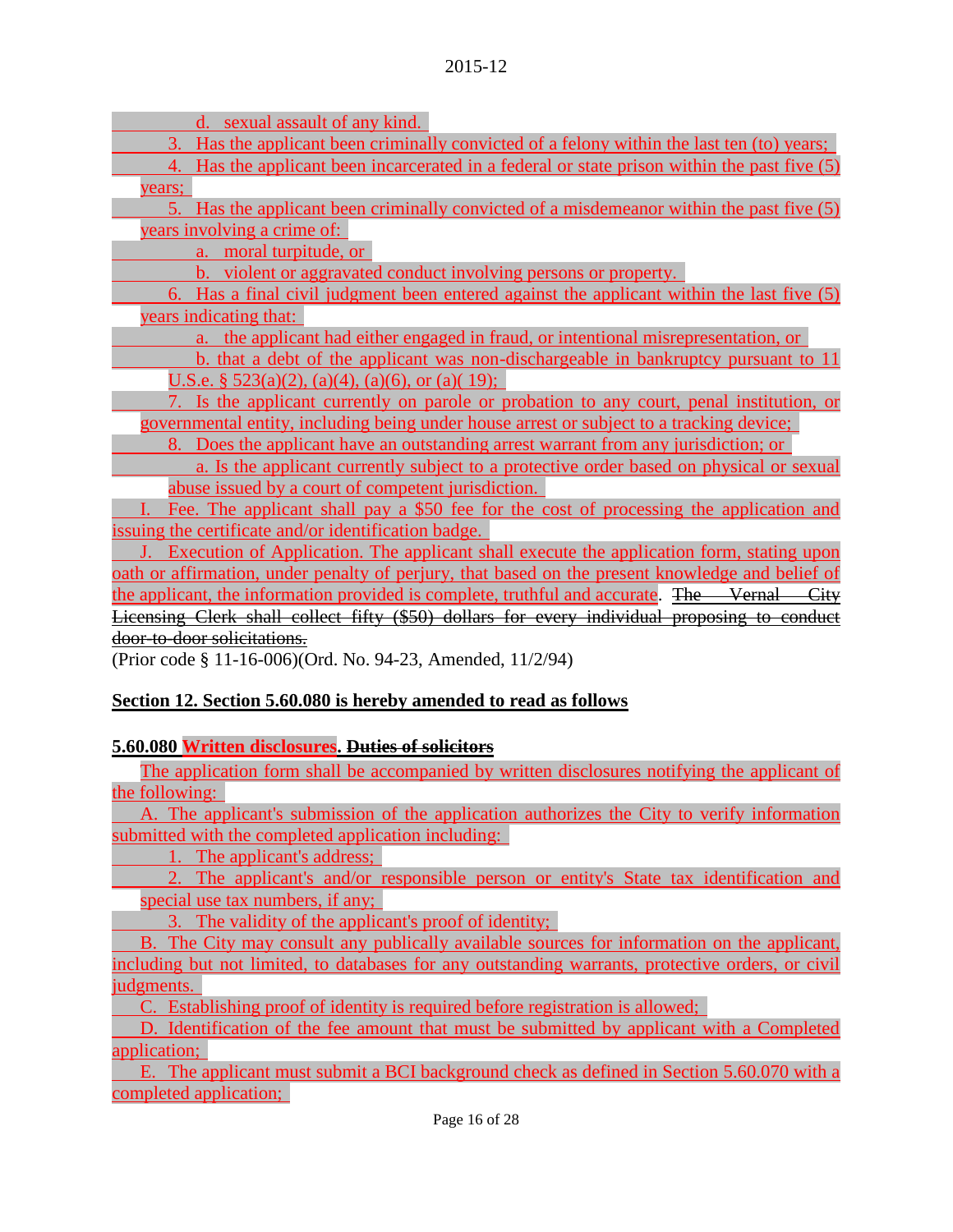d. sexual assault of any kind.

3. Has the applicant been criminally convicted of a felony within the last ten (to) years;

4. Has the applicant been incarcerated in a federal or state prison within the past five (5) years;

5. Has the applicant been criminally convicted of a misdemeanor within the past five (5) years involving a crime of:

a. moral turpitude, or

b. violent or aggravated conduct involving persons or property.

6. Has a final civil judgment been entered against the applicant within the last five (5) years indicating that:

a. the applicant had either engaged in fraud, or intentional misrepresentation, or

b. that a debt of the applicant was non-dischargeable in bankruptcy pursuant to 11 U.S.e. § 523(a)(2), (a)(4), (a)(6), or (a)( 19);

7. Is the applicant currently on parole or probation to any court, penal institution, or governmental entity, including being under house arrest or subject to a tracking device;

8. Does the applicant have an outstanding arrest warrant from any jurisdiction; or

a. Is the applicant currently subject to a protective order based on physical or sexual abuse issued by a court of competent jurisdiction.

I. Fee. The applicant shall pay a $50 fee for the cost of processing the application and issuing the certificate and/or identification badge.

J. Execution of Application. The applicant shall execute the application form, stating upon oath or affirmation, under penalty of perjury, that based on the present knowledge and belief of the applicant, the information provided is complete, truthful and accurate. ~~The Vernal City Licensing Clerk shall collect fifty ($50) dollars for every individual proposing to conduct door-to-door solicitations.~~

(Prior code § 11-16-006)(Ord. No. 94-23, Amended, 11/2/94)

**Section 12. Section 5.60.080 is hereby amended to read as follows**

**5.60.080 Written disclosures. ~~Duties of solicitors~~**

The application form shall be accompanied by written disclosures notifying the applicant of the following:

A. The applicant's submission of the application authorizes the City to verify information submitted with the completed application including:

1. The applicant's address;

2. The applicant's and/or responsible person or entity's State tax identification and special use tax numbers, if any;

3. The validity of the applicant's proof of identity;

B. The City may consult any publically available sources for information on the applicant, including but not limited, to databases for any outstanding warrants, protective orders, or civil judgments.

C. Establishing proof of identity is required before registration is allowed;

D. Identification of the fee amount that must be submitted by applicant with a Completed application;

E. The applicant must submit a BCI background check as defined in Section 5.60.070 with a completed application;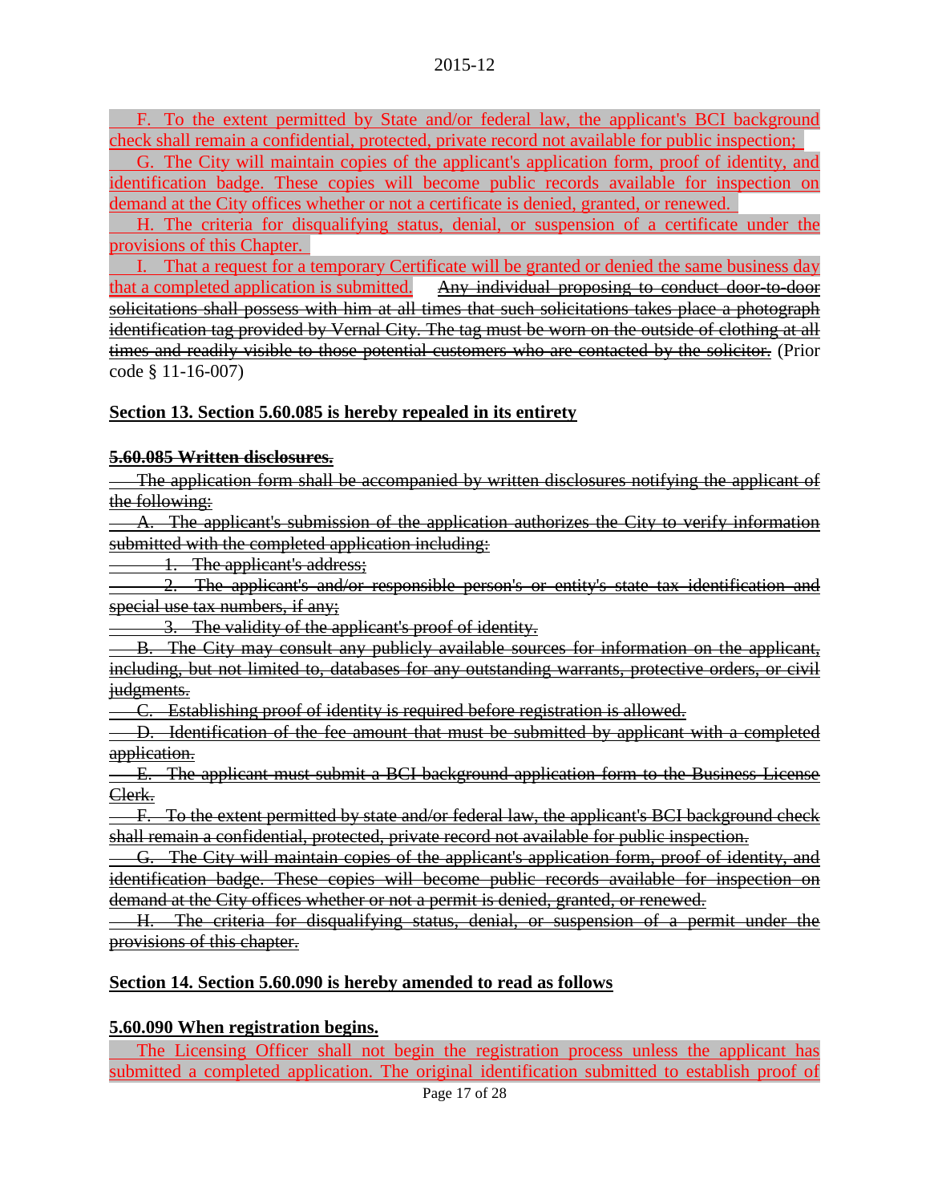F. To the extent permitted by State and/or federal law, the applicant's BCI background check shall remain a confidential, protected, private record not available for public inspection;

G. The City will maintain copies of the applicant's application form, proof of identity, and identification badge. These copies will become public records available for inspection on demand at the City offices whether or not a certificate is denied, granted, or renewed.

H. The criteria for disqualifying status, denial, or suspension of a certificate under the provisions of this Chapter.

I. That a request for a temporary Certificate will be granted or denied the same business day that a completed application is submitted. ~~Any individual proposing to conduct door-to-door solicitations shall possess with him at all times that such solicitations takes place a photograph identification tag provided by Vernal City. The tag must be worn on the outside of clothing at all times and readily visible to those potential customers who are contacted by the solicitor.~~ (Prior code § 11-16-007)

**Section 13. Section 5.60.085 is hereby repealed in its entirety**

~~**5.60.085 Written disclosures.**~~

~~The application form shall be accompanied by written disclosures notifying the applicant of the following:~~

~~A. The applicant's submission of the application authorizes the City to verify information submitted with the completed application including:~~

~~1. The applicant's address;~~

~~2. The applicant's and/or responsible person's or entity's state tax identification and special use tax numbers, if any;~~

~~3. The validity of the applicant's proof of identity.~~

~~B. The City may consult any publicly available sources for information on the applicant, including, but not limited to, databases for any outstanding warrants, protective orders, or civil judgments.~~

~~C. Establishing proof of identity is required before registration is allowed.~~

~~D. Identification of the fee amount that must be submitted by applicant with a completed application.~~

~~E. The applicant must submit a BCI background application form to the Business License Clerk.~~

~~F. To the extent permitted by state and/or federal law, the applicant's BCI background check shall remain a confidential, protected, private record not available for public inspection.~~

~~G. The City will maintain copies of the applicant's application form, proof of identity, and identification badge. These copies will become public records available for inspection on demand at the City offices whether or not a permit is denied, granted, or renewed.~~

~~H. The criteria for disqualifying status, denial, or suspension of a permit under the provisions of this chapter.~~

**Section 14. Section 5.60.090 is hereby amended to read as follows**

**5.60.090 When registration begins.**

The Licensing Officer shall not begin the registration process unless the applicant has submitted a completed application. The original identification submitted to establish proof of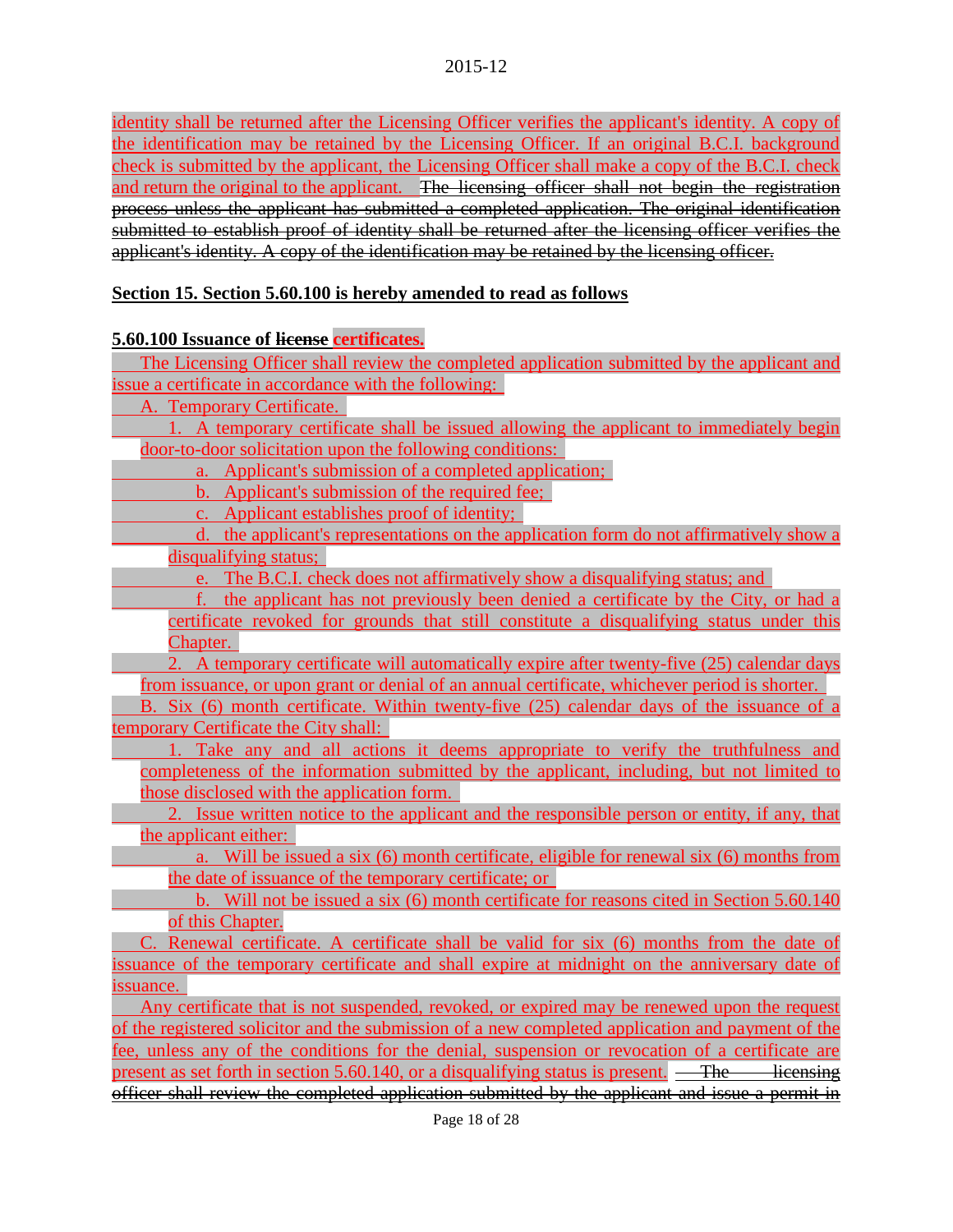identity shall be returned after the Licensing Officer verifies the applicant's identity. A copy of the identification may be retained by the Licensing Officer. If an original B.C.I. background check is submitted by the applicant, the Licensing Officer shall make a copy of the B.C.I. check and return the original to the applicant. ~~The licensing officer shall not begin the registration process unless the applicant has submitted a completed application. The original identification submitted to establish proof of identity shall be returned after the licensing officer verifies the applicant's identity. A copy of the identification may be retained by the licensing officer.~~

**Section 15. Section 5.60.100 is hereby amended to read as follows**

**5.60.100 Issuance of ~~license~~ certificates.**

The Licensing Officer shall review the completed application submitted by the applicant and issue a certificate in accordance with the following:

A. Temporary Certificate.

1. A temporary certificate shall be issued allowing the applicant to immediately begin door-to-door solicitation upon the following conditions:

   a. Applicant's submission of a completed application;

   b. Applicant's submission of the required fee;

   c. Applicant establishes proof of identity;

   d. the applicant's representations on the application form do not affirmatively show a disqualifying status;

   e. The B.C.I. check does not affirmatively show a disqualifying status; and

   f. the applicant has not previously been denied a certificate by the City, or had a certificate revoked for grounds that still constitute a disqualifying status under this Chapter.

2. A temporary certificate will automatically expire after twenty-five (25) calendar days from issuance, or upon grant or denial of an annual certificate, whichever period is shorter.

B. Six (6) month certificate. Within twenty-five (25) calendar days of the issuance of a temporary Certificate the City shall:

1. Take any and all actions it deems appropriate to verify the truthfulness and completeness of the information submitted by the applicant, including, but not limited to those disclosed with the application form.

2. Issue written notice to the applicant and the responsible person or entity, if any, that the applicant either:

   a. Will be issued a six (6) month certificate, eligible for renewal six (6) months from the date of issuance of the temporary certificate; or

   b. Will not be issued a six (6) month certificate for reasons cited in Section 5.60.140 of this Chapter.

C. Renewal certificate. A certificate shall be valid for six (6) months from the date of issuance of the temporary certificate and shall expire at midnight on the anniversary date of issuance.

Any certificate that is not suspended, revoked, or expired may be renewed upon the request of the registered solicitor and the submission of a new completed application and payment of the fee, unless any of the conditions for the denial, suspension or revocation of a certificate are present as set forth in section 5.60.140, or a disqualifying status is present. ~~The licensing officer shall review the completed application submitted by the applicant and issue a permit in~~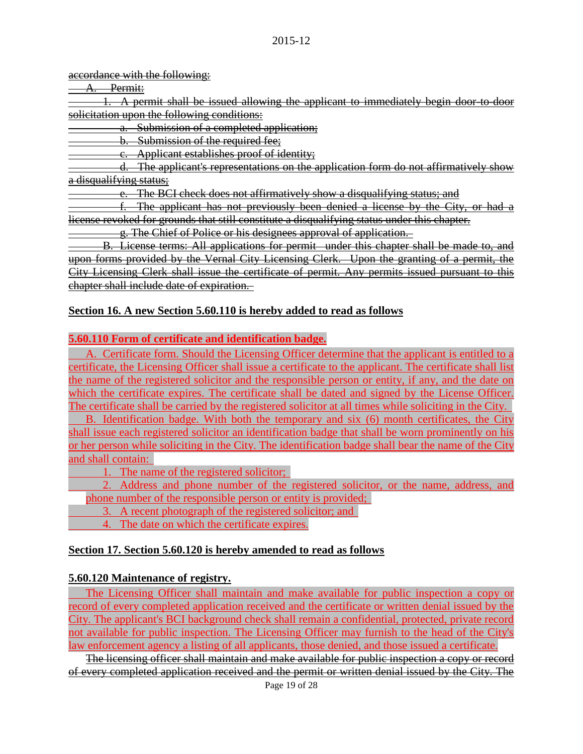~~accordance with the following:~~

~~A. Permit:~~

~~1. A permit shall be issued allowing the applicant to immediately begin door-to-door solicitation upon the following conditions:~~

~~a. Submission of a completed application;~~

~~b. Submission of the required fee;~~

~~c. Applicant establishes proof of identity;~~

~~d. The applicant's representations on the application form do not affirmatively show a disqualifying status;~~

~~e. The BCI check does not affirmatively show a disqualifying status; and~~

~~f. The applicant has not previously been denied a license by the City, or had a license revoked for grounds that still constitute a disqualifying status under this chapter.~~

~~g. The Chief of Police or his designees approval of application.~~

~~B. License terms: All applications for permit under this chapter shall be made to, and upon forms provided by the Vernal City Licensing Clerk. Upon the granting of a permit, the City Licensing Clerk shall issue the certificate of permit. Any permits issued pursuant to this chapter shall include date of expiration.~~

**Section 16. A new Section 5.60.110 is hereby added to read as follows**

**5.60.110 Form of certificate and identification badge.**

A. Certificate form. Should the Licensing Officer determine that the applicant is entitled to a certificate, the Licensing Officer shall issue a certificate to the applicant. The certificate shall list the name of the registered solicitor and the responsible person or entity, if any, and the date on which the certificate expires. The certificate shall be dated and signed by the License Officer. The certificate shall be carried by the registered solicitor at all times while soliciting in the City.

B. Identification badge. With both the temporary and six (6) month certificates, the City shall issue each registered solicitor an identification badge that shall be worn prominently on his or her person while soliciting in the City. The identification badge shall bear the name of the City and shall contain:

1. The name of the registered solicitor;
2. Address and phone number of the registered solicitor, or the name, address, and phone number of the responsible person or entity is provided;
3. A recent photograph of the registered solicitor; and
4. The date on which the certificate expires.

**Section 17. Section 5.60.120 is hereby amended to read as follows**

**5.60.120 Maintenance of registry.**

The Licensing Officer shall maintain and make available for public inspection a copy or record of every completed application received and the certificate or written denial issued by the City. The applicant's BCI background check shall remain a confidential, protected, private record not available for public inspection. The Licensing Officer may furnish to the head of the City's law enforcement agency a listing of all applicants, those denied, and those issued a certificate.

~~The licensing officer shall maintain and make available for public inspection a copy or record of every completed application received and the permit or written denial issued by the City. The~~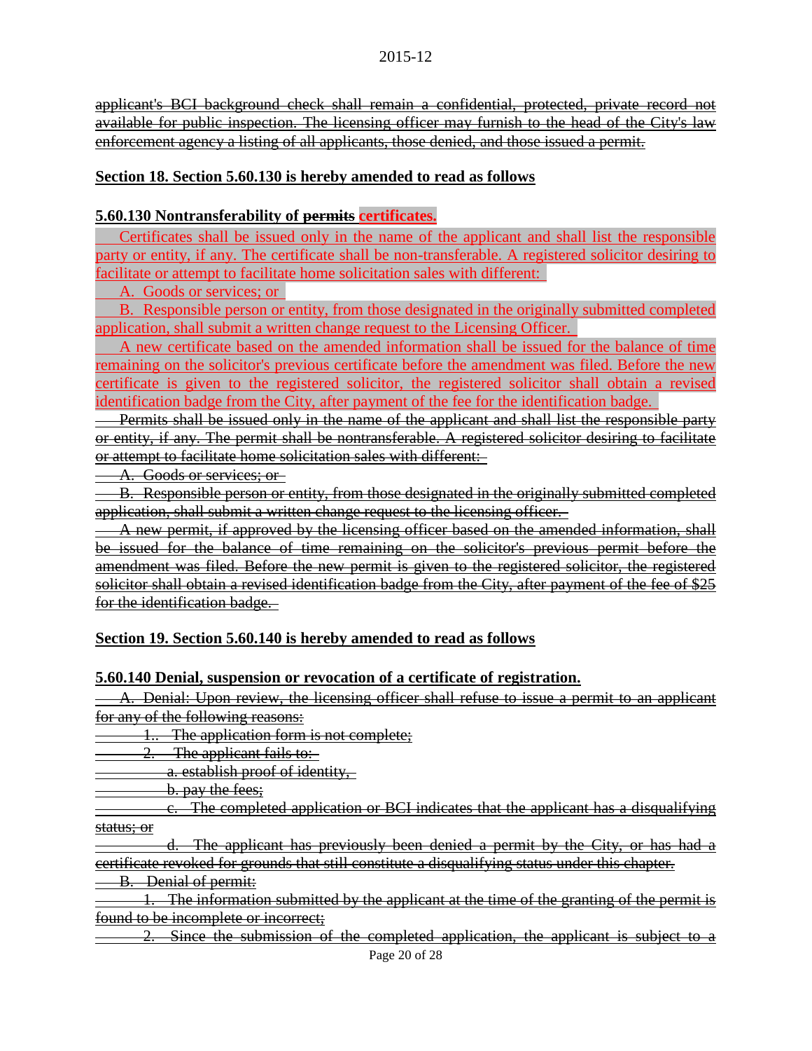~~applicant's BCI background check shall remain a confidential, protected, private record not available for public inspection. The licensing officer may furnish to the head of the City's law enforcement agency a listing of all applicants, those denied, and those issued a permit.~~

**Section 18. Section 5.60.130 is hereby amended to read as follows**

**5.60.130 Nontransferability of ~~permits~~ certificates.**

Certificates shall be issued only in the name of the applicant and shall list the responsible party or entity, if any. The certificate shall be non-transferable. A registered solicitor desiring to facilitate or attempt to facilitate home solicitation sales with different:

A. Goods or services; or

B. Responsible person or entity, from those designated in the originally submitted completed application, shall submit a written change request to the Licensing Officer.

A new certificate based on the amended information shall be issued for the balance of time remaining on the solicitor's previous certificate before the amendment was filed. Before the new certificate is given to the registered solicitor, the registered solicitor shall obtain a revised identification badge from the City, after payment of the fee for the identification badge.

~~Permits shall be issued only in the name of the applicant and shall list the responsible party or entity, if any. The permit shall be nontransferable. A registered solicitor desiring to facilitate or attempt to facilitate home solicitation sales with different:~~

~~A. Goods or services; or~~

~~B. Responsible person or entity, from those designated in the originally submitted completed application, shall submit a written change request to the licensing officer.~~

~~A new permit, if approved by the licensing officer based on the amended information, shall be issued for the balance of time remaining on the solicitor's previous permit before the amendment was filed. Before the new permit is given to the registered solicitor, the registered solicitor shall obtain a revised identification badge from the City, after payment of the fee of $25 for the identification badge.~~

**Section 19. Section 5.60.140 is hereby amended to read as follows**

**5.60.140 Denial, suspension or revocation of a certificate of registration.**

~~A. Denial: Upon review, the licensing officer shall refuse to issue a permit to an applicant for any of the following reasons:~~

~~1.. The application form is not complete;~~

~~2. The applicant fails to:~~

~~a. establish proof of identity,~~

~~b. pay the fees;~~

~~c. The completed application or BCI indicates that the applicant has a disqualifying status; or~~

~~d. The applicant has previously been denied a permit by the City, or has had a certificate revoked for grounds that still constitute a disqualifying status under this chapter.~~

~~B. Denial of permit:~~

~~1. The information submitted by the applicant at the time of the granting of the permit is found to be incomplete or incorrect;~~

~~2. Since the submission of the completed application, the applicant is subject to a~~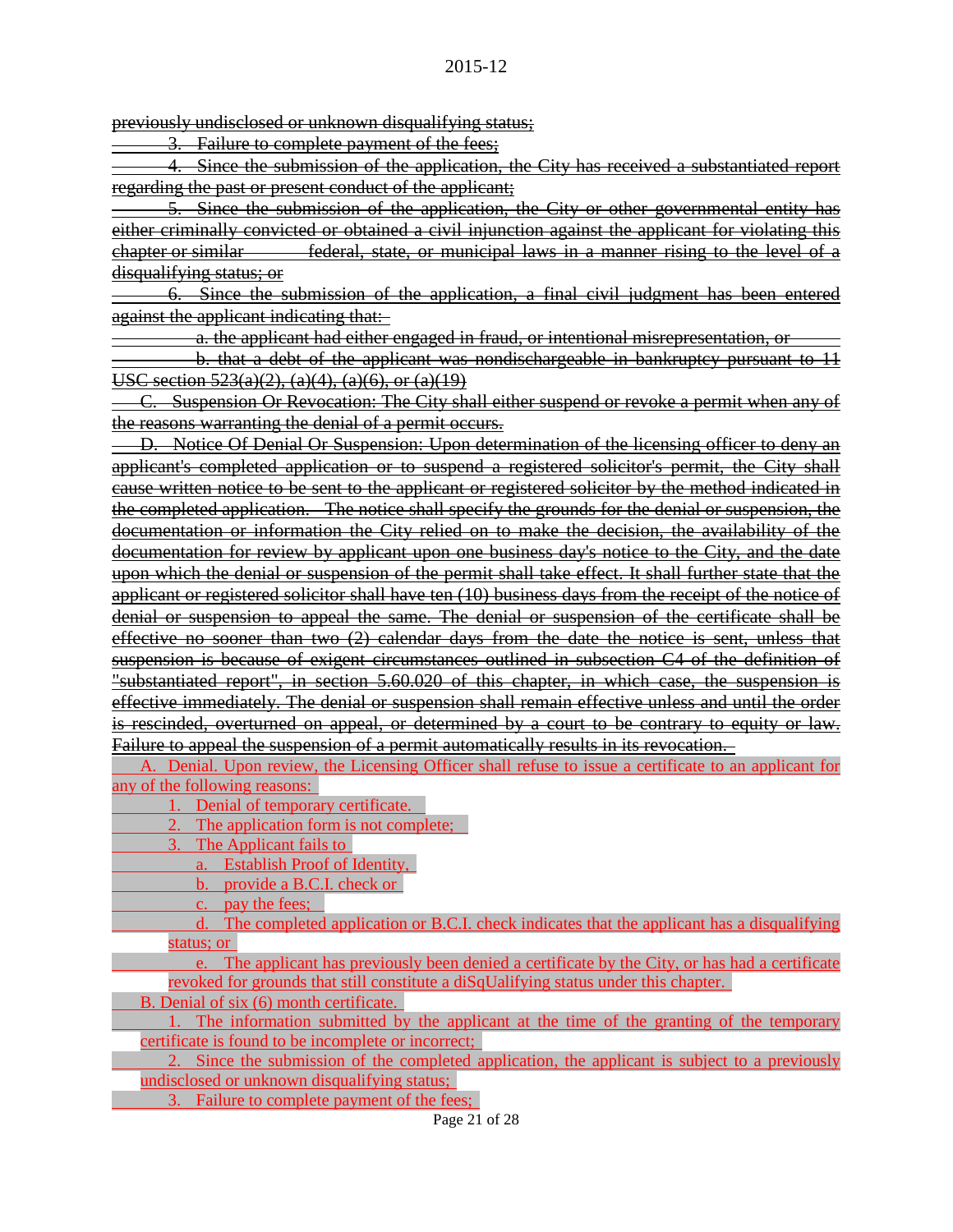~~previously undisclosed or unknown disqualifying status;~~

~~3. Failure to complete payment of the fees;~~

~~4. Since the submission of the application, the City has received a substantiated report regarding the past or present conduct of the applicant;~~

~~5. Since the submission of the application, the City or other governmental entity has either criminally convicted or obtained a civil injunction against the applicant for violating this chapter or similar federal, state, or municipal laws in a manner rising to the level of a disqualifying status; or~~

~~6. Since the submission of the application, a final civil judgment has been entered against the applicant indicating that:~~

~~a. the applicant had either engaged in fraud, or intentional misrepresentation, or~~

~~b. that a debt of the applicant was nondischargeable in bankruptcy pursuant to 11 USC section 523(a)(2), (a)(4), (a)(6), or (a)(19)~~

~~C. Suspension Or Revocation: The City shall either suspend or revoke a permit when any of the reasons warranting the denial of a permit occurs.~~

~~D. Notice Of Denial Or Suspension: Upon determination of the licensing officer to deny an applicant's completed application or to suspend a registered solicitor's permit, the City shall cause written notice to be sent to the applicant or registered solicitor by the method indicated in the completed application. The notice shall specify the grounds for the denial or suspension, the documentation or information the City relied on to make the decision, the availability of the documentation for review by applicant upon one business day's notice to the City, and the date upon which the denial or suspension of the permit shall take effect. It shall further state that the applicant or registered solicitor shall have ten (10) business days from the receipt of the notice of denial or suspension to appeal the same. The denial or suspension of the certificate shall be effective no sooner than two (2) calendar days from the date the notice is sent, unless that suspension is because of exigent circumstances outlined in subsection C4 of the definition of "substantiated report", in section 5.60.020 of this chapter, in which case, the suspension is effective immediately. The denial or suspension shall remain effective unless and until the order is rescinded, overturned on appeal, or determined by a court to be contrary to equity or law. Failure to appeal the suspension of a permit automatically results in its revocation.~~

A. Denial. Upon review, the Licensing Officer shall refuse to issue a certificate to an applicant for any of the following reasons:

1. Denial of temporary certificate.
2. The application form is not complete;
3. The Applicant fails to
   a. Establish Proof of Identity,
   b. provide a B.C.I. check or
   c. pay the fees;
   d. The completed application or B.C.I. check indicates that the applicant has a disqualifying status; or
   e. The applicant has previously been denied a certificate by the City, or has had a certificate revoked for grounds that still constitute a diSqUalifying status under this chapter.

B. Denial of six (6) month certificate.

1. The information submitted by the applicant at the time of the granting of the temporary certificate is found to be incomplete or incorrect;
2. Since the submission of the completed application, the applicant is subject to a previously undisclosed or unknown disqualifying status;
3. Failure to complete payment of the fees;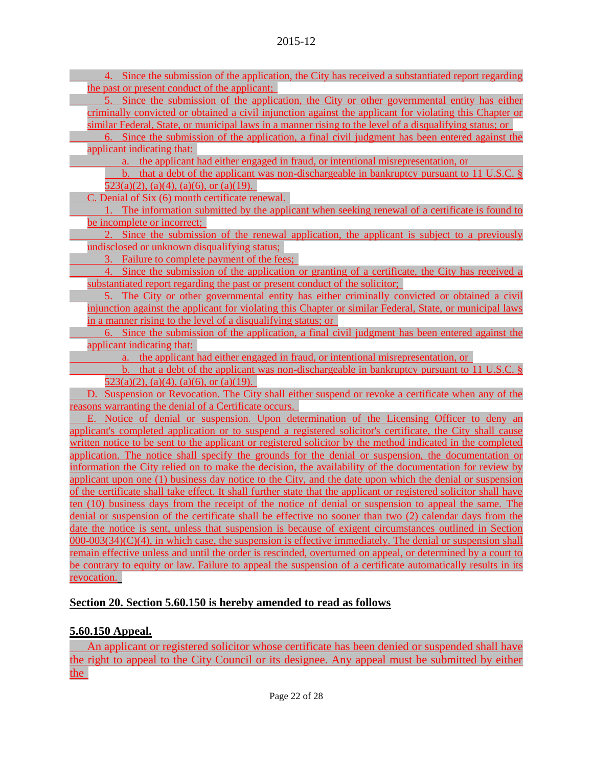4. Since the submission of the application, the City has received a substantiated report regarding the past or present conduct of the applicant;

5. Since the submission of the application, the City or other governmental entity has either criminally convicted or obtained a civil injunction against the applicant for violating this Chapter or similar Federal, State, or municipal laws in a manner rising to the level of a disqualifying status; or

6. Since the submission of the application, a final civil judgment has been entered against the applicant indicating that:

a. the applicant had either engaged in fraud, or intentional misrepresentation, or

b. that a debt of the applicant was non-dischargeable in bankruptcy pursuant to 11 U.S.C. § 523(a)(2), (a)(4), (a)(6), or (a)(19).

C. Denial of Six (6) month certificate renewal.

1. The information submitted by the applicant when seeking renewal of a certificate is found to be incomplete or incorrect;

2. Since the submission of the renewal application, the applicant is subject to a previously undisclosed or unknown disqualifying status;

3. Failure to complete payment of the fees;

4. Since the submission of the application or granting of a certificate, the City has received a substantiated report regarding the past or present conduct of the solicitor;

5. The City or other governmental entity has either criminally convicted or obtained a civil injunction against the applicant for violating this Chapter or similar Federal, State, or municipal laws in a manner rising to the level of a disqualifying status; or

6. Since the submission of the application, a final civil judgment has been entered against the applicant indicating that:

a. the applicant had either engaged in fraud, or intentional misrepresentation, or

b. that a debt of the applicant was non-dischargeable in bankruptcy pursuant to 11 U.S.C. § 523(a)(2), (a)(4), (a)(6), or (a)(19).

D. Suspension or Revocation. The City shall either suspend or revoke a certificate when any of the reasons warranting the denial of a Certificate occurs.

E. Notice of denial or suspension. Upon determination of the Licensing Officer to deny an applicant's completed application or to suspend a registered solicitor's certificate, the City shall cause written notice to be sent to the applicant or registered solicitor by the method indicated in the completed application. The notice shall specify the grounds for the denial or suspension, the documentation or information the City relied on to make the decision, the availability of the documentation for review by applicant upon one (1) business day notice to the City, and the date upon which the denial or suspension of the certificate shall take effect. It shall further state that the applicant or registered solicitor shall have ten (10) business days from the receipt of the notice of denial or suspension to appeal the same. The denial or suspension of the certificate shall be effective no sooner than two (2) calendar days from the date the notice is sent, unless that suspension is because of exigent circumstances outlined in Section 000-003(34)(C)(4), in which case, the suspension is effective immediately. The denial or suspension shall remain effective unless and until the order is rescinded, overturned on appeal, or determined by a court to be contrary to equity or law. Failure to appeal the suspension of a certificate automatically results in its revocation.

**Section 20. Section 5.60.150 is hereby amended to read as follows**

**5.60.150 Appeal.**

An applicant or registered solicitor whose certificate has been denied or suspended shall have the right to appeal to the City Council or its designee. Any appeal must be submitted by either the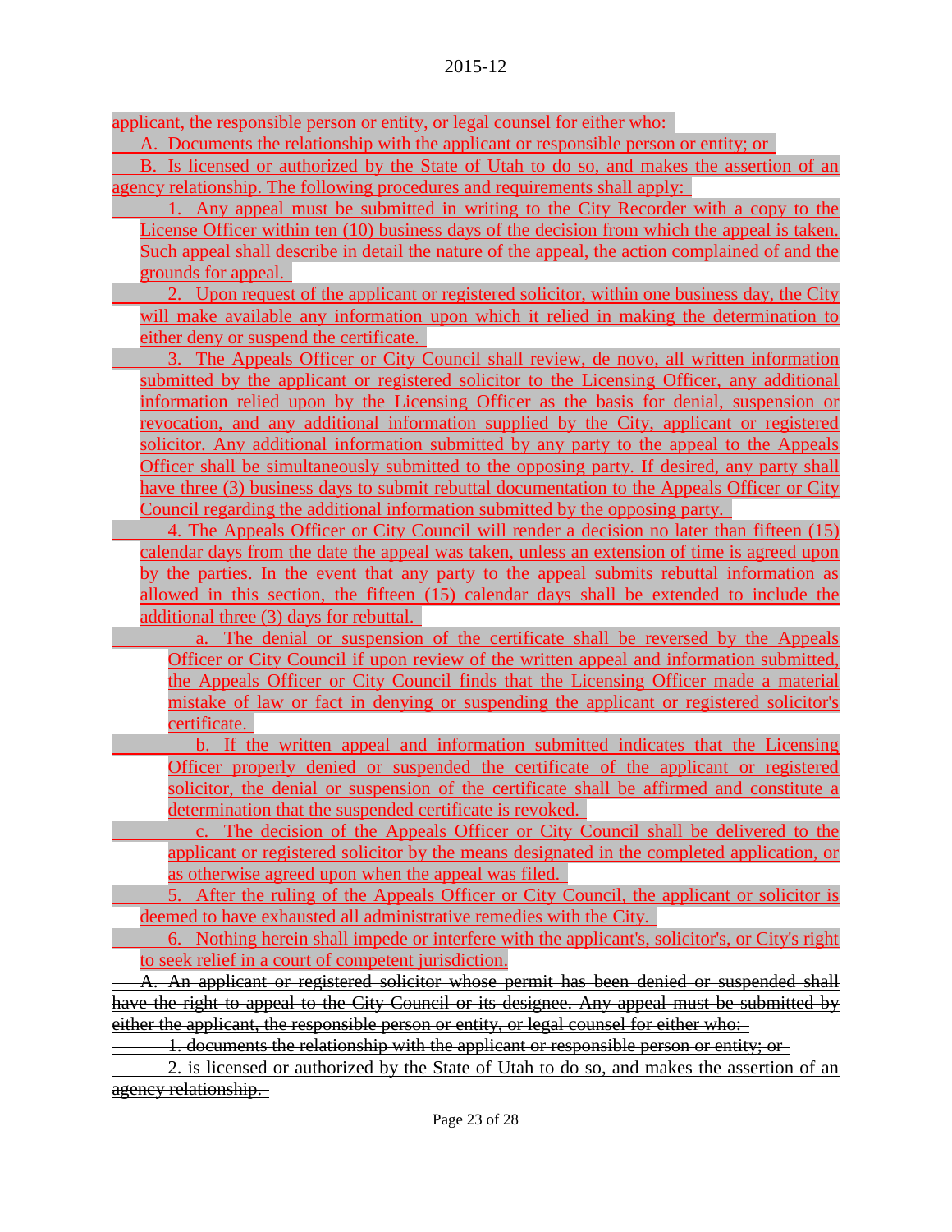applicant, the responsible person or entity, or legal counsel for either who:

A. Documents the relationship with the applicant or responsible person or entity; or

B. Is licensed or authorized by the State of Utah to do so, and makes the assertion of an agency relationship. The following procedures and requirements shall apply:

1. Any appeal must be submitted in writing to the City Recorder with a copy to the License Officer within ten (10) business days of the decision from which the appeal is taken. Such appeal shall describe in detail the nature of the appeal, the action complained of and the grounds for appeal.

2. Upon request of the applicant or registered solicitor, within one business day, the City will make available any information upon which it relied in making the determination to either deny or suspend the certificate.

3. The Appeals Officer or City Council shall review, de novo, all written information submitted by the applicant or registered solicitor to the Licensing Officer, any additional information relied upon by the Licensing Officer as the basis for denial, suspension or revocation, and any additional information supplied by the City, applicant or registered solicitor. Any additional information submitted by any party to the appeal to the Appeals Officer shall be simultaneously submitted to the opposing party. If desired, any party shall have three (3) business days to submit rebuttal documentation to the Appeals Officer or City Council regarding the additional information submitted by the opposing party.

4. The Appeals Officer or City Council will render a decision no later than fifteen (15) calendar days from the date the appeal was taken, unless an extension of time is agreed upon by the parties. In the event that any party to the appeal submits rebuttal information as allowed in this section, the fifteen (15) calendar days shall be extended to include the additional three (3) days for rebuttal.

a. The denial or suspension of the certificate shall be reversed by the Appeals Officer or City Council if upon review of the written appeal and information submitted, the Appeals Officer or City Council finds that the Licensing Officer made a material mistake of law or fact in denying or suspending the applicant or registered solicitor's certificate.

b. If the written appeal and information submitted indicates that the Licensing Officer properly denied or suspended the certificate of the applicant or registered solicitor, the denial or suspension of the certificate shall be affirmed and constitute a determination that the suspended certificate is revoked.

c. The decision of the Appeals Officer or City Council shall be delivered to the applicant or registered solicitor by the means designated in the completed application, or as otherwise agreed upon when the appeal was filed.

5. After the ruling of the Appeals Officer or City Council, the applicant or solicitor is deemed to have exhausted all administrative remedies with the City.

6. Nothing herein shall impede or interfere with the applicant's, solicitor's, or City's right to seek relief in a court of competent jurisdiction.

~~A. An applicant or registered solicitor whose permit has been denied or suspended shall have the right to appeal to the City Council or its designee. Any appeal must be submitted by either the applicant, the responsible person or entity, or legal counsel for either who:~~

~~1. documents the relationship with the applicant or responsible person or entity; or~~

~~2. is licensed or authorized by the State of Utah to do so, and makes the assertion of an agency relationship.~~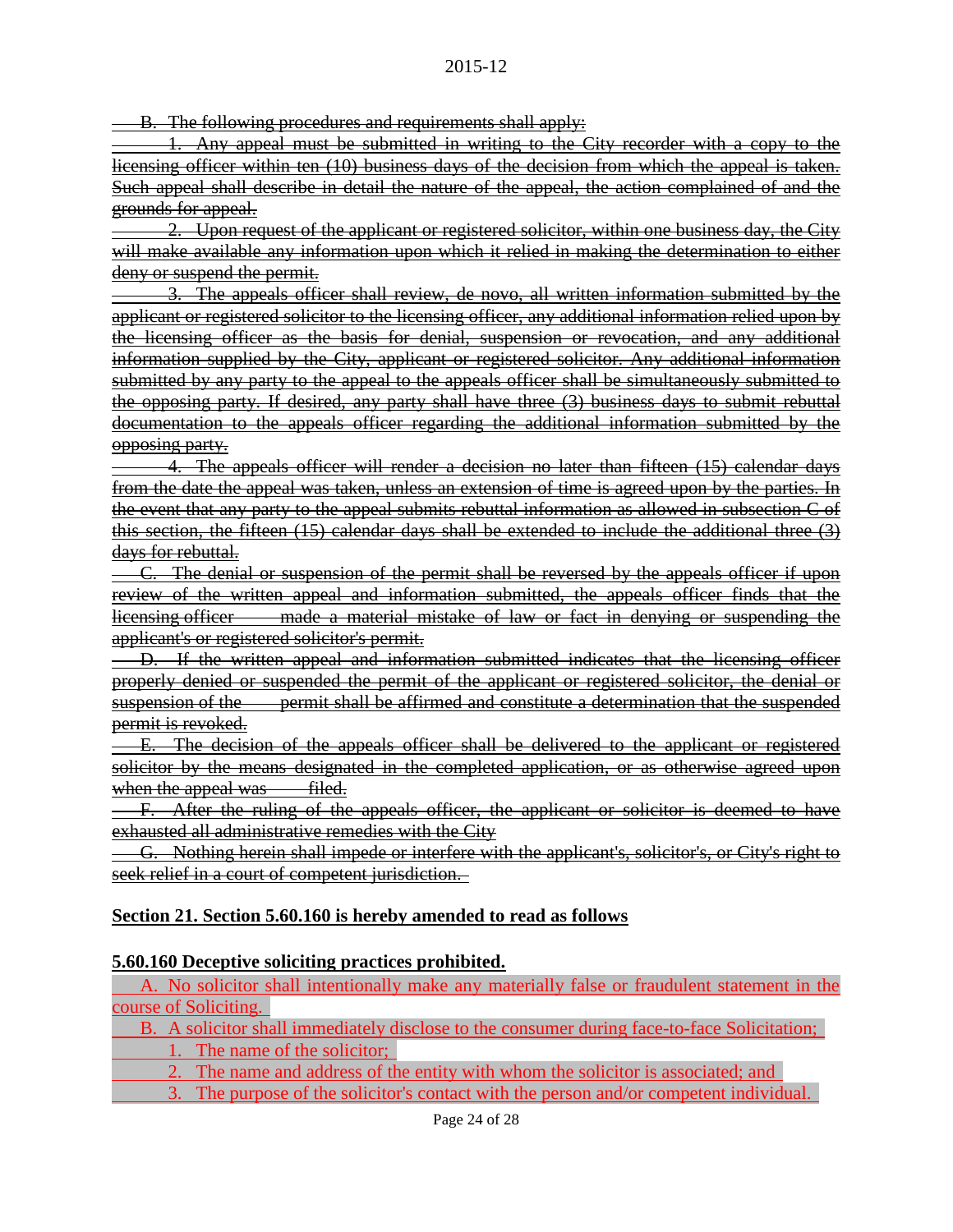~~B. The following procedures and requirements shall apply:~~

~~1. Any appeal must be submitted in writing to the City recorder with a copy to the licensing officer within ten (10) business days of the decision from which the appeal is taken. Such appeal shall describe in detail the nature of the appeal, the action complained of and the grounds for appeal.~~

~~2. Upon request of the applicant or registered solicitor, within one business day, the City will make available any information upon which it relied in making the determination to either deny or suspend the permit.~~

~~3. The appeals officer shall review, de novo, all written information submitted by the applicant or registered solicitor to the licensing officer, any additional information relied upon by the licensing officer as the basis for denial, suspension or revocation, and any additional information supplied by the City, applicant or registered solicitor. Any additional information submitted by any party to the appeal to the appeals officer shall be simultaneously submitted to the opposing party. If desired, any party shall have three (3) business days to submit rebuttal documentation to the appeals officer regarding the additional information submitted by the opposing party.~~

~~4. The appeals officer will render a decision no later than fifteen (15) calendar days from the date the appeal was taken, unless an extension of time is agreed upon by the parties. In the event that any party to the appeal submits rebuttal information as allowed in subsection C of this section, the fifteen (15) calendar days shall be extended to include the additional three (3) days for rebuttal.~~

~~C. The denial or suspension of the permit shall be reversed by the appeals officer if upon review of the written appeal and information submitted, the appeals officer finds that the licensing officer made a material mistake of law or fact in denying or suspending the applicant's or registered solicitor's permit.~~

~~D. If the written appeal and information submitted indicates that the licensing officer properly denied or suspended the permit of the applicant or registered solicitor, the denial or suspension of the permit shall be affirmed and constitute a determination that the suspended permit is revoked.~~

~~E. The decision of the appeals officer shall be delivered to the applicant or registered solicitor by the means designated in the completed application, or as otherwise agreed upon when the appeal was filed.~~

~~F. After the ruling of the appeals officer, the applicant or solicitor is deemed to have exhausted all administrative remedies with the City~~

~~G. Nothing herein shall impede or interfere with the applicant's, solicitor's, or City's right to seek relief in a court of competent jurisdiction.~~

**Section 21. Section 5.60.160 is hereby amended to read as follows**

**5.60.160 Deceptive soliciting practices prohibited.**

A. No solicitor shall intentionally make any materially false or fraudulent statement in the course of Soliciting.

B. A solicitor shall immediately disclose to the consumer during face-to-face Solicitation;

1. The name of the solicitor;
2. The name and address of the entity with whom the solicitor is associated; and
3. The purpose of the solicitor's contact with the person and/or competent individual.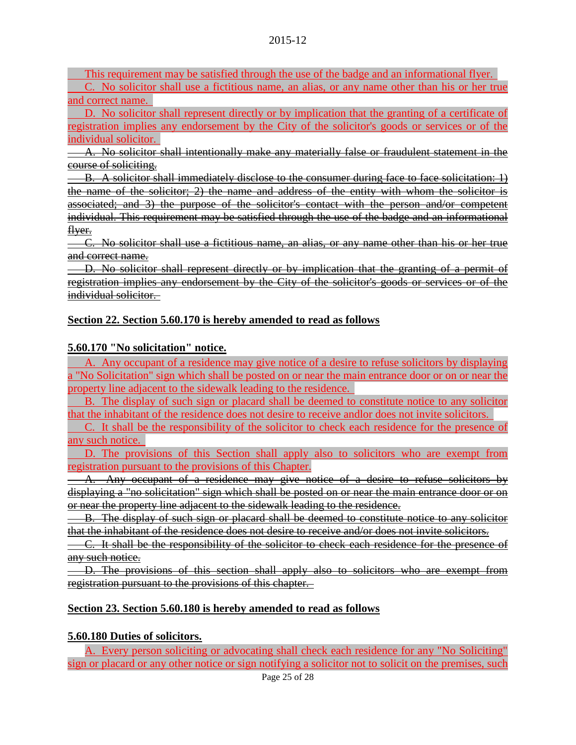This requirement may be satisfied through the use of the badge and an informational flyer.

C. No solicitor shall use a fictitious name, an alias, or any name other than his or her true and correct name.

D. No solicitor shall represent directly or by implication that the granting of a certificate of registration implies any endorsement by the City of the solicitor's goods or services or of the individual solicitor.

~~A. No solicitor shall intentionally make any materially false or fraudulent statement in the course of soliciting.~~

~~B. A solicitor shall immediately disclose to the consumer during face to face solicitation: 1) the name of the solicitor; 2) the name and address of the entity with whom the solicitor is associated; and 3) the purpose of the solicitor's contact with the person and/or competent individual. This requirement may be satisfied through the use of the badge and an informational flyer.~~

~~C. No solicitor shall use a fictitious name, an alias, or any name other than his or her true and correct name.~~

~~D. No solicitor shall represent directly or by implication that the granting of a permit of registration implies any endorsement by the City of the solicitor's goods or services or of the individual solicitor.~~

**Section 22. Section 5.60.170 is hereby amended to read as follows**

**5.60.170 "No solicitation" notice.**

A. Any occupant of a residence may give notice of a desire to refuse solicitors by displaying a "No Solicitation" sign which shall be posted on or near the main entrance door or on or near the property line adjacent to the sidewalk leading to the residence.

B. The display of such sign or placard shall be deemed to constitute notice to any solicitor that the inhabitant of the residence does not desire to receive andlor does not invite solicitors.

C. It shall be the responsibility of the solicitor to check each residence for the presence of any such notice.

D. The provisions of this Section shall apply also to solicitors who are exempt from registration pursuant to the provisions of this Chapter.

~~A. Any occupant of a residence may give notice of a desire to refuse solicitors by displaying a "no solicitation" sign which shall be posted on or near the main entrance door or on or near the property line adjacent to the sidewalk leading to the residence.~~

~~B. The display of such sign or placard shall be deemed to constitute notice to any solicitor that the inhabitant of the residence does not desire to receive and/or does not invite solicitors.~~

~~C. It shall be the responsibility of the solicitor to check each residence for the presence of any such notice.~~

~~D. The provisions of this section shall apply also to solicitors who are exempt from registration pursuant to the provisions of this chapter.~~

**Section 23. Section 5.60.180 is hereby amended to read as follows**

**5.60.180 Duties of solicitors.**

A. Every person soliciting or advocating shall check each residence for any "No Soliciting" sign or placard or any other notice or sign notifying a solicitor not to solicit on the premises, such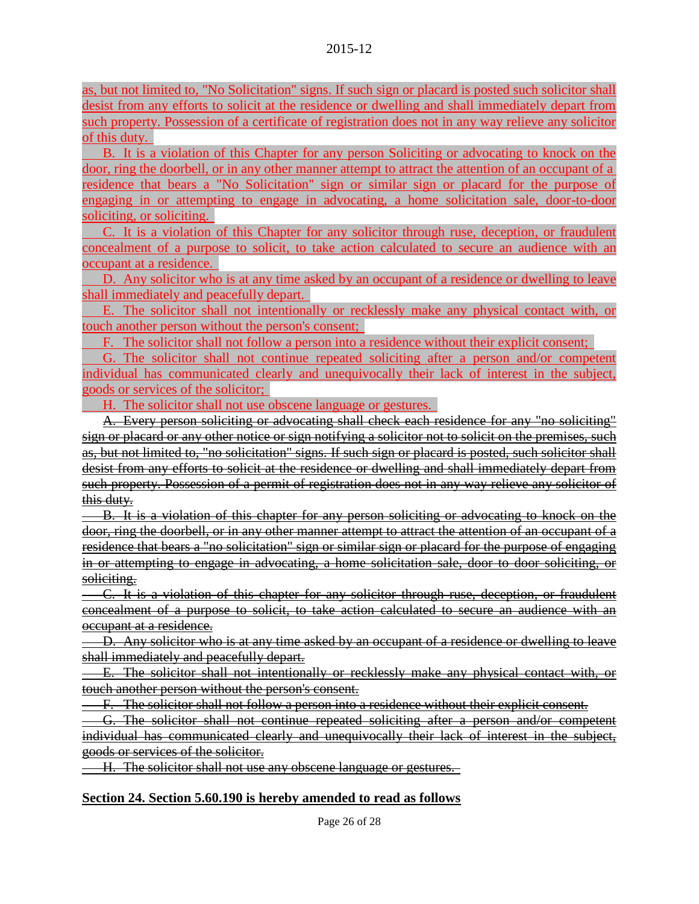as, but not limited to, "No Solicitation" signs. If such sign or placard is posted such solicitor shall desist from any efforts to solicit at the residence or dwelling and shall immediately depart from such property. Possession of a certificate of registration does not in any way relieve any solicitor of this duty.

B. It is a violation of this Chapter for any person Soliciting or advocating to knock on the door, ring the doorbell, or in any other manner attempt to attract the attention of an occupant of a residence that bears a "No Solicitation" sign or similar sign or placard for the purpose of engaging in or attempting to engage in advocating, a home solicitation sale, door-to-door soliciting, or soliciting.

C. It is a violation of this Chapter for any solicitor through ruse, deception, or fraudulent concealment of a purpose to solicit, to take action calculated to secure an audience with an occupant at a residence.

D. Any solicitor who is at any time asked by an occupant of a residence or dwelling to leave shall immediately and peacefully depart.

E. The solicitor shall not intentionally or recklessly make any physical contact with, or touch another person without the person's consent;

F. The solicitor shall not follow a person into a residence without their explicit consent;

G. The solicitor shall not continue repeated soliciting after a person and/or competent individual has communicated clearly and unequivocally their lack of interest in the subject, goods or services of the solicitor;

H. The solicitor shall not use obscene language or gestures.

~~A. Every person soliciting or advocating shall check each residence for any "no soliciting" sign or placard or any other notice or sign notifying a solicitor not to solicit on the premises, such as, but not limited to, "no solicitation" signs. If such sign or placard is posted, such solicitor shall desist from any efforts to solicit at the residence or dwelling and shall immediately depart from such property. Possession of a permit of registration does not in any way relieve any solicitor of this duty.~~

~~B. It is a violation of this chapter for any person soliciting or advocating to knock on the door, ring the doorbell, or in any other manner attempt to attract the attention of an occupant of a residence that bears a "no solicitation" sign or similar sign or placard for the purpose of engaging in or attempting to engage in advocating, a home solicitation sale, door to door soliciting, or soliciting.~~

~~C. It is a violation of this chapter for any solicitor through ruse, deception, or fraudulent concealment of a purpose to solicit, to take action calculated to secure an audience with an occupant at a residence.~~

~~D. Any solicitor who is at any time asked by an occupant of a residence or dwelling to leave shall immediately and peacefully depart.~~

~~E. The solicitor shall not intentionally or recklessly make any physical contact with, or touch another person without the person's consent.~~

~~F. The solicitor shall not follow a person into a residence without their explicit consent.~~

~~G. The solicitor shall not continue repeated soliciting after a person and/or competent individual has communicated clearly and unequivocally their lack of interest in the subject, goods or services of the solicitor.~~

~~H. The solicitor shall not use any obscene language or gestures.~~

**Section 24. Section 5.60.190 is hereby amended to read as follows**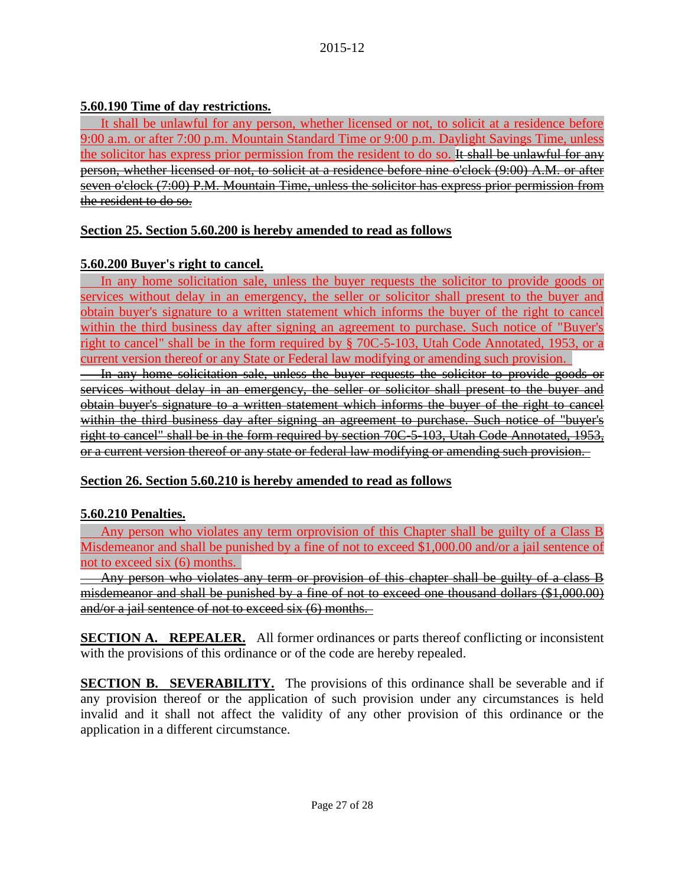**5.60.190 Time of day restrictions.**

It shall be unlawful for any person, whether licensed or not, to solicit at a residence before 9:00 a.m. or after 7:00 p.m. Mountain Standard Time or 9:00 p.m. Daylight Savings Time, unless the solicitor has express prior permission from the resident to do so. ~~It shall be unlawful for any person, whether licensed or not, to solicit at a residence before nine o'clock (9:00) A.M. or after seven o'clock (7:00) P.M. Mountain Time, unless the solicitor has express prior permission from the resident to do so.~~

**Section 25. Section 5.60.200 is hereby amended to read as follows**

**5.60.200 Buyer's right to cancel.**

In any home solicitation sale, unless the buyer requests the solicitor to provide goods or services without delay in an emergency, the seller or solicitor shall present to the buyer and obtain buyer's signature to a written statement which informs the buyer of the right to cancel within the third business day after signing an agreement to purchase. Such notice of "Buyer's right to cancel" shall be in the form required by § 70C-5-103, Utah Code Annotated, 1953, or a current version thereof or any State or Federal law modifying or amending such provision.

~~In any home solicitation sale, unless the buyer requests the solicitor to provide goods or services without delay in an emergency, the seller or solicitor shall present to the buyer and obtain buyer's signature to a written statement which informs the buyer of the right to cancel within the third business day after signing an agreement to purchase. Such notice of "buyer's right to cancel" shall be in the form required by section 70C-5-103, Utah Code Annotated, 1953, or a current version thereof or any state or federal law modifying or amending such provision.~~

**Section 26. Section 5.60.210 is hereby amended to read as follows**

**5.60.210 Penalties.**

Any person who violates any term orprovision of this Chapter shall be guilty of a Class B Misdemeanor and shall be punished by a fine of not to exceed $1,000.00 and/or a jail sentence of not to exceed six (6) months.

~~Any person who violates any term or provision of this chapter shall be guilty of a class B misdemeanor and shall be punished by a fine of not to exceed one thousand dollars ($1,000.00) and/or a jail sentence of not to exceed six (6) months.~~

**SECTION A. REPEALER.** All former ordinances or parts thereof conflicting or inconsistent with the provisions of this ordinance or of the code are hereby repealed.

**SECTION B. SEVERABILITY.** The provisions of this ordinance shall be severable and if any provision thereof or the application of such provision under any circumstances is held invalid and it shall not affect the validity of any other provision of this ordinance or the application in a different circumstance.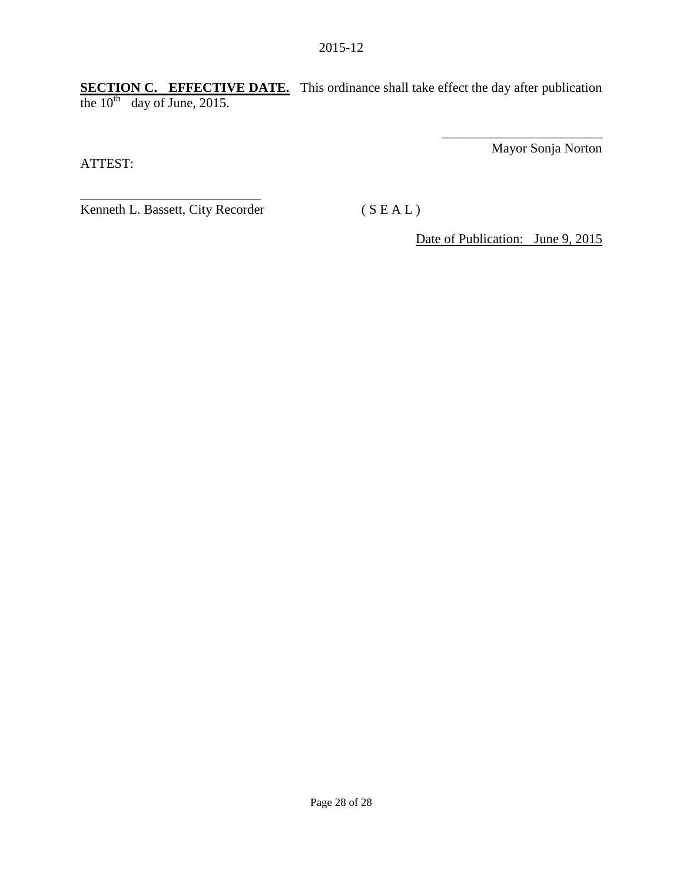**SECTION C. EFFECTIVE DATE.** This ordinance shall take effect the day after publication the 10th day of June, 2015.

\_\_\_\_\_\_\_\_\_\_\_\_\_\_\_\_\_\_\_\_\_\_\_\_\_

Mayor Sonja Norton

ATTEST:

\_\_\_\_\_\_\_\_\_\_\_\_\_\_\_\_\_\_\_\_\_\_\_\_\_\_\_\_

Kenneth L. Bassett, City Recorder ( S E A L )

Date of Publication: June 9, 2015